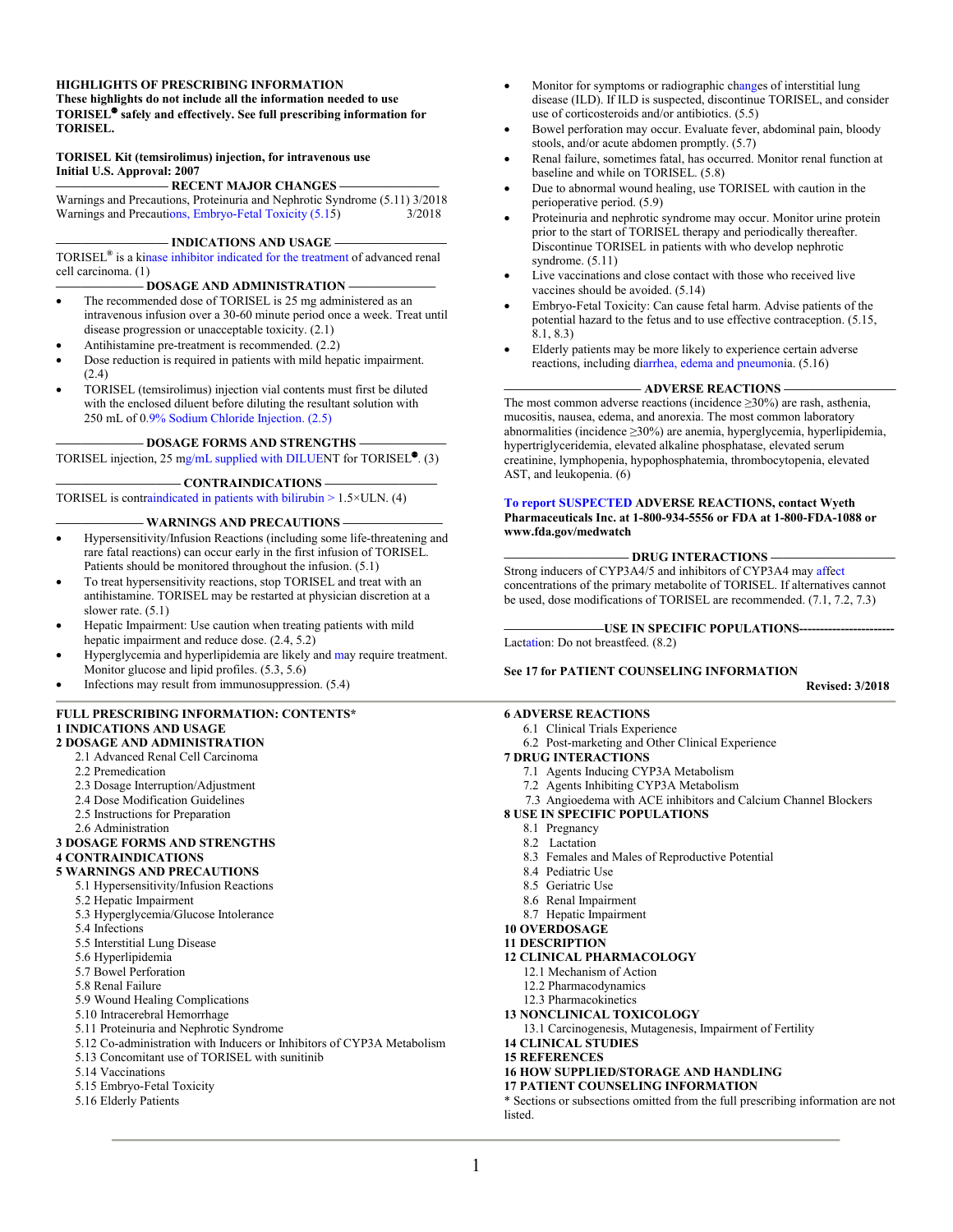**HIGHLIGHTS OF PRESCRIBING INFORMATION**
**These highlights do not include all the information needed to use TORISEL® safely and effectively. See full prescribing information for TORISEL.**

**TORISEL Kit (temsirolimus) injection, for intravenous use**
**Initial U.S. Approval: 2007**

**RECENT MAJOR CHANGES**

Warnings and Precautions, Proteinuria and Nephrotic Syndrome (5.11) 3/2018
Warnings and Precautions, Embryo-Fetal Toxicity (5.15) 3/2018

**INDICATIONS AND USAGE**

TORISEL® is a kinase inhibitor indicated for the treatment of advanced renal cell carcinoma. (1)

**DOSAGE AND ADMINISTRATION**

- The recommended dose of TORISEL is 25 mg administered as an intravenous infusion over a 30-60 minute period once a week. Treat until disease progression or unacceptable toxicity. (2.1)
- Antihistamine pre-treatment is recommended. (2.2)
- Dose reduction is required in patients with mild hepatic impairment. (2.4)
- TORISEL (temsirolimus) injection vial contents must first be diluted with the enclosed diluent before diluting the resultant solution with 250 mL of 0.9% Sodium Chloride Injection. (2.5)

**DOSAGE FORMS AND STRENGTHS**

TORISEL injection, 25 mg/mL supplied with DILUENT for TORISEL®. (3)

**CONTRAINDICATIONS**

TORISEL is contraindicated in patients with bilirubin > 1.5×ULN. (4)

**WARNINGS AND PRECAUTIONS**

- Hypersensitivity/Infusion Reactions (including some life-threatening and rare fatal reactions) can occur early in the first infusion of TORISEL. Patients should be monitored throughout the infusion. (5.1)
- To treat hypersensitivity reactions, stop TORISEL and treat with an antihistamine. TORISEL may be restarted at physician discretion at a slower rate. (5.1)
- Hepatic Impairment: Use caution when treating patients with mild hepatic impairment and reduce dose. (2.4, 5.2)
- Hyperglycemia and hyperlipidemia are likely and may require treatment. Monitor glucose and lipid profiles. (5.3, 5.6)
- Infections may result from immunosuppression. (5.4)
- Monitor for symptoms or radiographic changes of interstitial lung disease (ILD). If ILD is suspected, discontinue TORISEL, and consider use of corticosteroids and/or antibiotics. (5.5)
- Bowel perforation may occur. Evaluate fever, abdominal pain, bloody stools, and/or acute abdomen promptly. (5.7)
- Renal failure, sometimes fatal, has occurred. Monitor renal function at baseline and while on TORISEL. (5.8)
- Due to abnormal wound healing, use TORISEL with caution in the perioperative period. (5.9)
- Proteinuria and nephrotic syndrome may occur. Monitor urine protein prior to the start of TORISEL therapy and periodically thereafter. Discontinue TORISEL in patients with who develop nephrotic syndrome. (5.11)
- Live vaccinations and close contact with those who received live vaccines should be avoided. (5.14)
- Embryo-Fetal Toxicity: Can cause fetal harm. Advise patients of the potential hazard to the fetus and to use effective contraception. (5.15, 8.1, 8.3)
- Elderly patients may be more likely to experience certain adverse reactions, including diarrhea, edema and pneumonia. (5.16)

**ADVERSE REACTIONS**

The most common adverse reactions (incidence ≥30%) are rash, asthenia, mucositis, nausea, edema, and anorexia. The most common laboratory abnormalities (incidence ≥30%) are anemia, hyperglycemia, hyperlipidemia, hypertriglyceridemia, elevated alkaline phosphatase, elevated serum creatinine, lymphopenia, hypophosphatemia, thrombocytopenia, elevated AST, and leukopenia. (6)

**To report SUSPECTED ADVERSE REACTIONS, contact Wyeth Pharmaceuticals Inc. at 1-800-934-5556 or FDA at 1-800-FDA-1088 or www.fda.gov/medwatch**

**DRUG INTERACTIONS**

Strong inducers of CYP3A4/5 and inhibitors of CYP3A4 may affect concentrations of the primary metabolite of TORISEL. If alternatives cannot be used, dose modifications of TORISEL are recommended. (7.1, 7.2, 7.3)

**USE IN SPECIFIC POPULATIONS**

Lactation: Do not breastfeed. (8.2)

**See 17 for PATIENT COUNSELING INFORMATION**

**Revised: 3/2018**

---

**FULL PRESCRIBING INFORMATION: CONTENTS***

**1 INDICATIONS AND USAGE**
**2 DOSAGE AND ADMINISTRATION**
- 2.1 Advanced Renal Cell Carcinoma
- 2.2 Premedication
- 2.3 Dosage Interruption/Adjustment
- 2.4 Dose Modification Guidelines
- 2.5 Instructions for Preparation
- 2.6 Administration

**3 DOSAGE FORMS AND STRENGTHS**
**4 CONTRAINDICATIONS**
**5 WARNINGS AND PRECAUTIONS**
- 5.1 Hypersensitivity/Infusion Reactions
- 5.2 Hepatic Impairment
- 5.3 Hyperglycemia/Glucose Intolerance
- 5.4 Infections
- 5.5 Interstitial Lung Disease
- 5.6 Hyperlipidemia
- 5.7 Bowel Perforation
- 5.8 Renal Failure
- 5.9 Wound Healing Complications
- 5.10 Intracerebral Hemorrhage
- 5.11 Proteinuria and Nephrotic Syndrome
- 5.12 Co-administration with Inducers or Inhibitors of CYP3A Metabolism
- 5.13 Concomitant use of TORISEL with sunitinib
- 5.14 Vaccinations
- 5.15 Embryo-Fetal Toxicity
- 5.16 Elderly Patients

**6 ADVERSE REACTIONS**
- 6.1 Clinical Trials Experience
- 6.2 Post-marketing and Other Clinical Experience

**7 DRUG INTERACTIONS**
- 7.1 Agents Inducing CYP3A Metabolism
- 7.2 Agents Inhibiting CYP3A Metabolism
- 7.3 Angioedema with ACE inhibitors and Calcium Channel Blockers

**8 USE IN SPECIFIC POPULATIONS**
- 8.1 Pregnancy
- 8.2 Lactation
- 8.3 Females and Males of Reproductive Potential
- 8.4 Pediatric Use
- 8.5 Geriatric Use
- 8.6 Renal Impairment
- 8.7 Hepatic Impairment

**10 OVERDOSAGE**
**11 DESCRIPTION**
**12 CLINICAL PHARMACOLOGY**
- 12.1 Mechanism of Action
- 12.2 Pharmacodynamics
- 12.3 Pharmacokinetics

**13 NONCLINICAL TOXICOLOGY**
- 13.1 Carcinogenesis, Mutagenesis, Impairment of Fertility

**14 CLINICAL STUDIES**
**15 REFERENCES**
**16 HOW SUPPLIED/STORAGE AND HANDLING**
**17 PATIENT COUNSELING INFORMATION**

\* Sections or subsections omitted from the full prescribing information are not listed.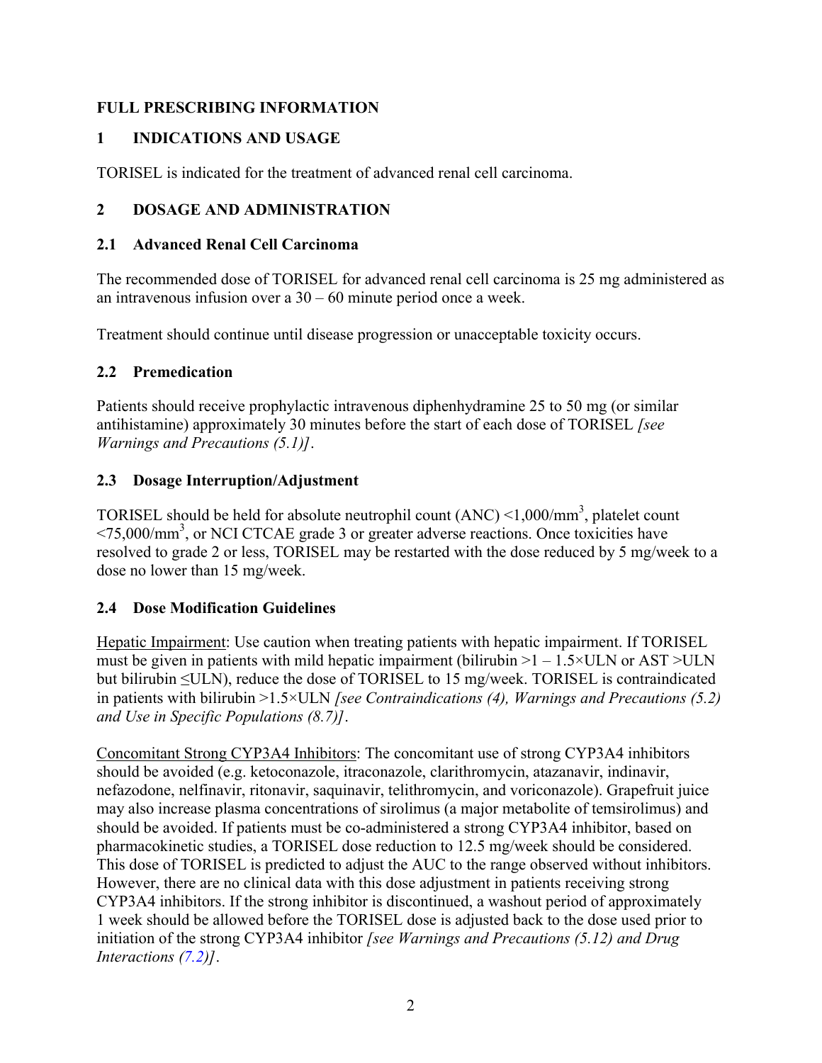# FULL PRESCRIBING INFORMATION

## 1 INDICATIONS AND USAGE

TORISEL is indicated for the treatment of advanced renal cell carcinoma.

## 2 DOSAGE AND ADMINISTRATION

### 2.1 Advanced Renal Cell Carcinoma

The recommended dose of TORISEL for advanced renal cell carcinoma is 25 mg administered as an intravenous infusion over a 30 – 60 minute period once a week.

Treatment should continue until disease progression or unacceptable toxicity occurs.

### 2.2 Premedication

Patients should receive prophylactic intravenous diphenhydramine 25 to 50 mg (or similar antihistamine) approximately 30 minutes before the start of each dose of TORISEL *[see Warnings and Precautions (5.1)]*.

### 2.3 Dosage Interruption/Adjustment

TORISEL should be held for absolute neutrophil count (ANC) <1,000/$mm^3$, platelet count <75,000/$mm^3$, or NCI CTCAE grade 3 or greater adverse reactions. Once toxicities have resolved to grade 2 or less, TORISEL may be restarted with the dose reduced by 5 mg/week to a dose no lower than 15 mg/week.

### 2.4 Dose Modification Guidelines

Hepatic Impairment: Use caution when treating patients with hepatic impairment. If TORISEL must be given in patients with mild hepatic impairment (bilirubin >1 – 1.5×ULN or AST >ULN but bilirubin ≤ULN), reduce the dose of TORISEL to 15 mg/week. TORISEL is contraindicated in patients with bilirubin >1.5×ULN *[see Contraindications (4), Warnings and Precautions (5.2) and Use in Specific Populations (8.7)]*.

Concomitant Strong CYP3A4 Inhibitors: The concomitant use of strong CYP3A4 inhibitors should be avoided (e.g. ketoconazole, itraconazole, clarithromycin, atazanavir, indinavir, nefazodone, nelfinavir, ritonavir, saquinavir, telithromycin, and voriconazole). Grapefruit juice may also increase plasma concentrations of sirolimus (a major metabolite of temsirolimus) and should be avoided. If patients must be co-administered a strong CYP3A4 inhibitor, based on pharmacokinetic studies, a TORISEL dose reduction to 12.5 mg/week should be considered. This dose of TORISEL is predicted to adjust the AUC to the range observed without inhibitors. However, there are no clinical data with this dose adjustment in patients receiving strong CYP3A4 inhibitors. If the strong inhibitor is discontinued, a washout period of approximately 1 week should be allowed before the TORISEL dose is adjusted back to the dose used prior to initiation of the strong CYP3A4 inhibitor *[see Warnings and Precautions (5.12) and Drug Interactions (7.2)]*.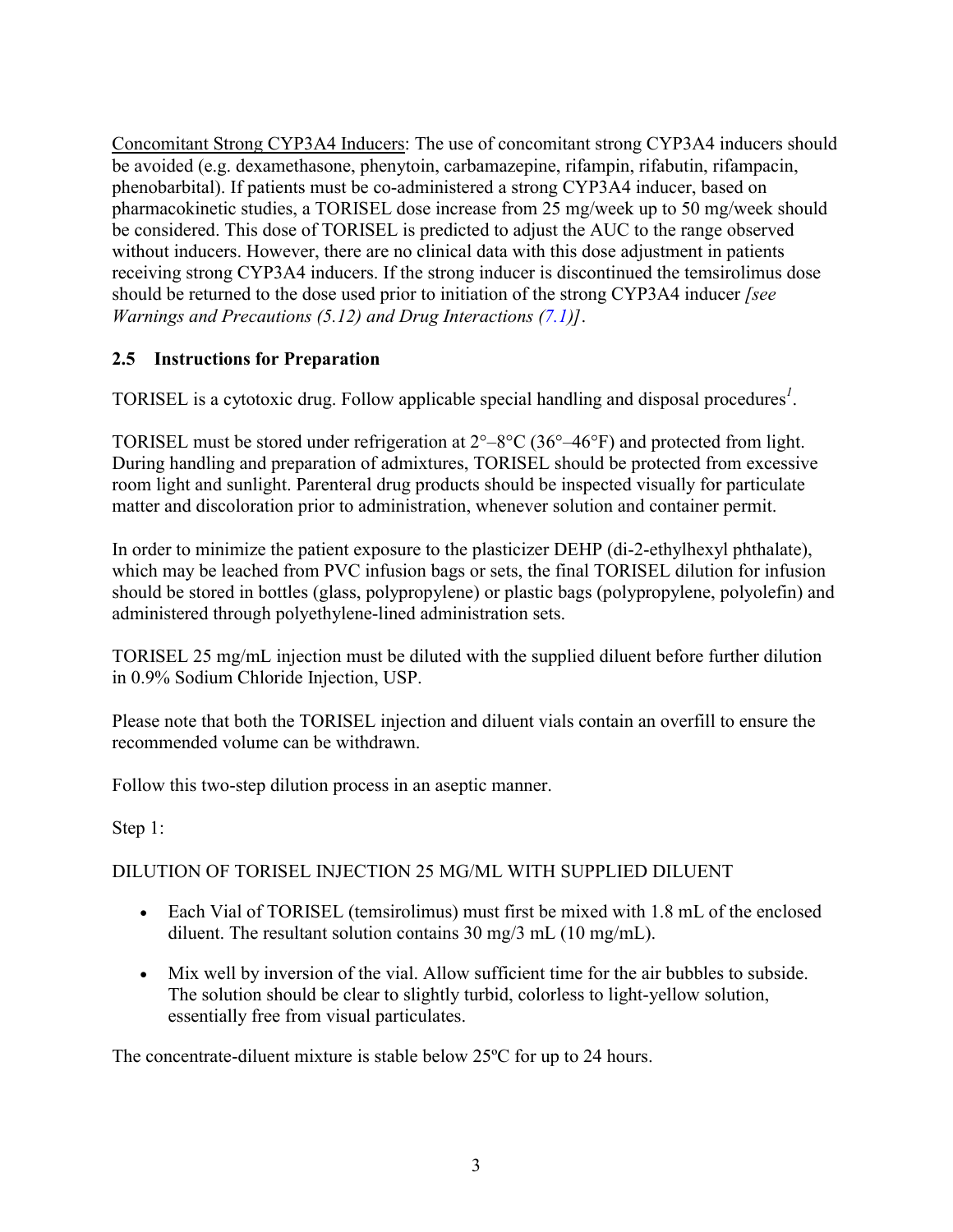Concomitant Strong CYP3A4 Inducers: The use of concomitant strong CYP3A4 inducers should be avoided (e.g. dexamethasone, phenytoin, carbamazepine, rifampin, rifabutin, rifampacin, phenobarbital). If patients must be co-administered a strong CYP3A4 inducer, based on pharmacokinetic studies, a TORISEL dose increase from 25 mg/week up to 50 mg/week should be considered. This dose of TORISEL is predicted to adjust the AUC to the range observed without inducers. However, there are no clinical data with this dose adjustment in patients receiving strong CYP3A4 inducers. If the strong inducer is discontinued the temsirolimus dose should be returned to the dose used prior to initiation of the strong CYP3A4 inducer *[see Warnings and Precautions (5.12) and Drug Interactions (7.1)]*.

### 2.5 Instructions for Preparation

TORISEL is a cytotoxic drug. Follow applicable special handling and disposal procedures[1].

TORISEL must be stored under refrigeration at 2°–8°C (36°–46°F) and protected from light. During handling and preparation of admixtures, TORISEL should be protected from excessive room light and sunlight. Parenteral drug products should be inspected visually for particulate matter and discoloration prior to administration, whenever solution and container permit.

In order to minimize the patient exposure to the plasticizer DEHP (di-2-ethylhexyl phthalate), which may be leached from PVC infusion bags or sets, the final TORISEL dilution for infusion should be stored in bottles (glass, polypropylene) or plastic bags (polypropylene, polyolefin) and administered through polyethylene-lined administration sets.

TORISEL 25 mg/mL injection must be diluted with the supplied diluent before further dilution in 0.9% Sodium Chloride Injection, USP.

Please note that both the TORISEL injection and diluent vials contain an overfill to ensure the recommended volume can be withdrawn.

Follow this two-step dilution process in an aseptic manner.

Step 1:

DILUTION OF TORISEL INJECTION 25 MG/ML WITH SUPPLIED DILUENT

- Each Vial of TORISEL (temsirolimus) must first be mixed with 1.8 mL of the enclosed diluent. The resultant solution contains 30 mg/3 mL (10 mg/mL).
- Mix well by inversion of the vial. Allow sufficient time for the air bubbles to subside. The solution should be clear to slightly turbid, colorless to light-yellow solution, essentially free from visual particulates.

The concentrate-diluent mixture is stable below 25ºC for up to 24 hours.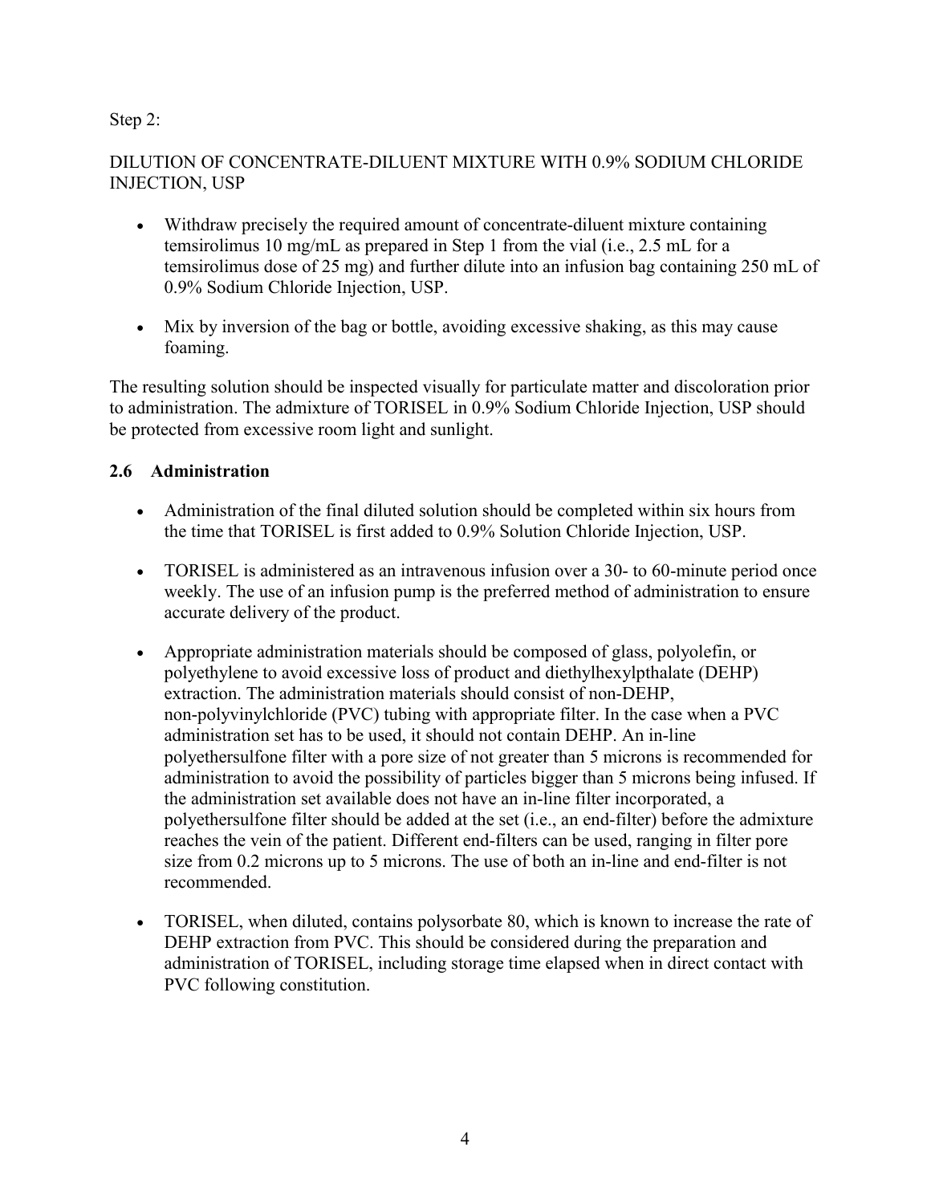Step 2:

DILUTION OF CONCENTRATE-DILUENT MIXTURE WITH 0.9% SODIUM CHLORIDE INJECTION, USP

- Withdraw precisely the required amount of concentrate-diluent mixture containing temsirolimus 10 mg/mL as prepared in Step 1 from the vial (i.e., 2.5 mL for a temsirolimus dose of 25 mg) and further dilute into an infusion bag containing 250 mL of 0.9% Sodium Chloride Injection, USP.
- Mix by inversion of the bag or bottle, avoiding excessive shaking, as this may cause foaming.

The resulting solution should be inspected visually for particulate matter and discoloration prior to administration. The admixture of TORISEL in 0.9% Sodium Chloride Injection, USP should be protected from excessive room light and sunlight.

## 2.6 Administration

- Administration of the final diluted solution should be completed within six hours from the time that TORISEL is first added to 0.9% Solution Chloride Injection, USP.
- TORISEL is administered as an intravenous infusion over a 30- to 60-minute period once weekly. The use of an infusion pump is the preferred method of administration to ensure accurate delivery of the product.
- Appropriate administration materials should be composed of glass, polyolefin, or polyethylene to avoid excessive loss of product and diethylhexylpthalate (DEHP) extraction. The administration materials should consist of non-DEHP, non-polyvinylchloride (PVC) tubing with appropriate filter. In the case when a PVC administration set has to be used, it should not contain DEHP. An in-line polyethersulfone filter with a pore size of not greater than 5 microns is recommended for administration to avoid the possibility of particles bigger than 5 microns being infused. If the administration set available does not have an in-line filter incorporated, a polyethersulfone filter should be added at the set (i.e., an end-filter) before the admixture reaches the vein of the patient. Different end-filters can be used, ranging in filter pore size from 0.2 microns up to 5 microns. The use of both an in-line and end-filter is not recommended.
- TORISEL, when diluted, contains polysorbate 80, which is known to increase the rate of DEHP extraction from PVC. This should be considered during the preparation and administration of TORISEL, including storage time elapsed when in direct contact with PVC following constitution.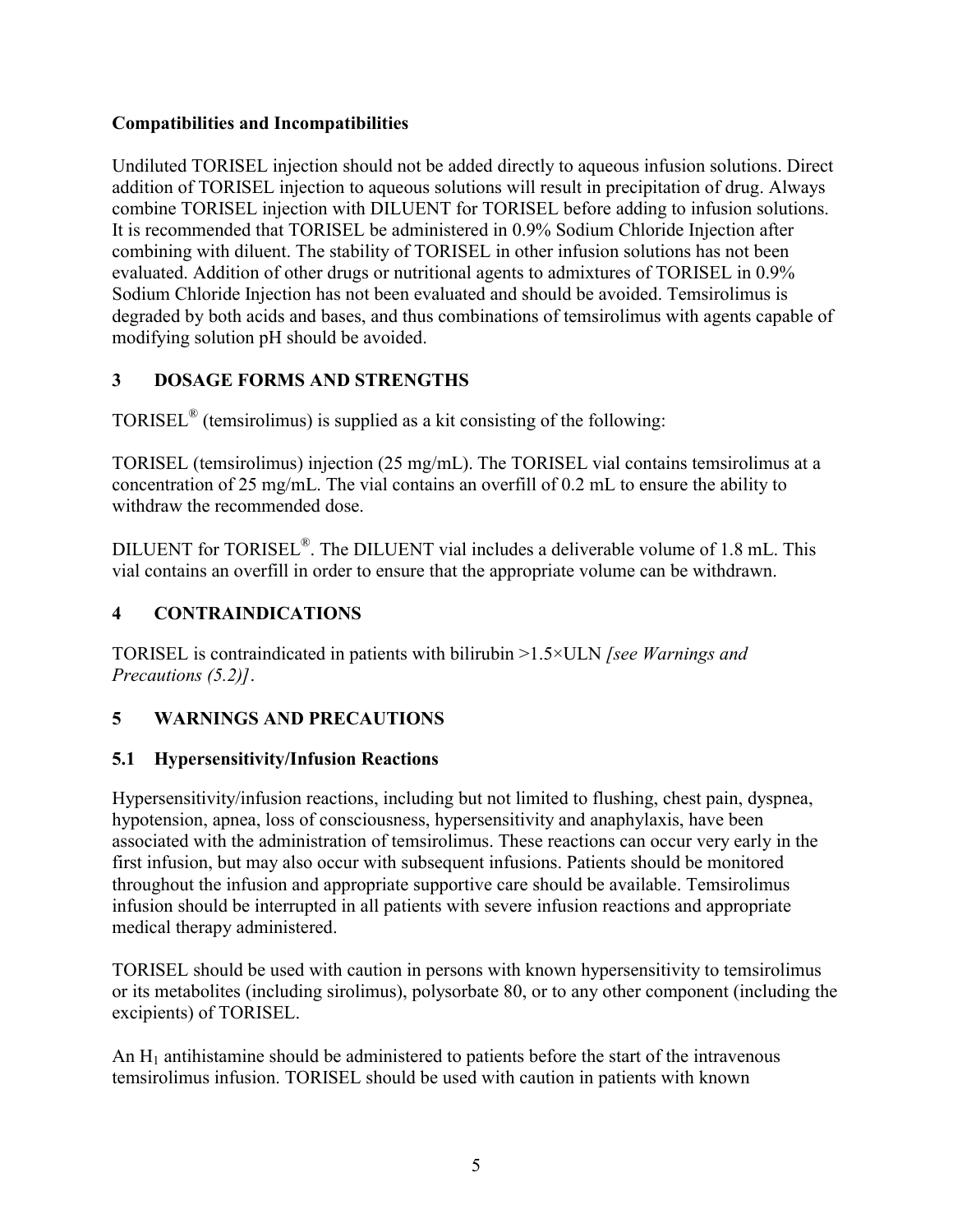**Compatibilities and Incompatibilities**

Undiluted TORISEL injection should not be added directly to aqueous infusion solutions. Direct addition of TORISEL injection to aqueous solutions will result in precipitation of drug. Always combine TORISEL injection with DILUENT for TORISEL before adding to infusion solutions. It is recommended that TORISEL be administered in 0.9% Sodium Chloride Injection after combining with diluent. The stability of TORISEL in other infusion solutions has not been evaluated. Addition of other drugs or nutritional agents to admixtures of TORISEL in 0.9% Sodium Chloride Injection has not been evaluated and should be avoided. Temsirolimus is degraded by both acids and bases, and thus combinations of temsirolimus with agents capable of modifying solution pH should be avoided.

## 3 DOSAGE FORMS AND STRENGTHS

TORISEL® (temsirolimus) is supplied as a kit consisting of the following:

TORISEL (temsirolimus) injection (25 mg/mL). The TORISEL vial contains temsirolimus at a concentration of 25 mg/mL. The vial contains an overfill of 0.2 mL to ensure the ability to withdraw the recommended dose.

DILUENT for TORISEL®. The DILUENT vial includes a deliverable volume of 1.8 mL. This vial contains an overfill in order to ensure that the appropriate volume can be withdrawn.

## 4 CONTRAINDICATIONS

TORISEL is contraindicated in patients with bilirubin >1.5×ULN *[see Warnings and Precautions (5.2)]*.

## 5 WARNINGS AND PRECAUTIONS

### 5.1 Hypersensitivity/Infusion Reactions

Hypersensitivity/infusion reactions, including but not limited to flushing, chest pain, dyspnea, hypotension, apnea, loss of consciousness, hypersensitivity and anaphylaxis, have been associated with the administration of temsirolimus. These reactions can occur very early in the first infusion, but may also occur with subsequent infusions. Patients should be monitored throughout the infusion and appropriate supportive care should be available. Temsirolimus infusion should be interrupted in all patients with severe infusion reactions and appropriate medical therapy administered.

TORISEL should be used with caution in persons with known hypersensitivity to temsirolimus or its metabolites (including sirolimus), polysorbate 80, or to any other component (including the excipients) of TORISEL.

An $H_1$ antihistamine should be administered to patients before the start of the intravenous temsirolimus infusion. TORISEL should be used with caution in patients with known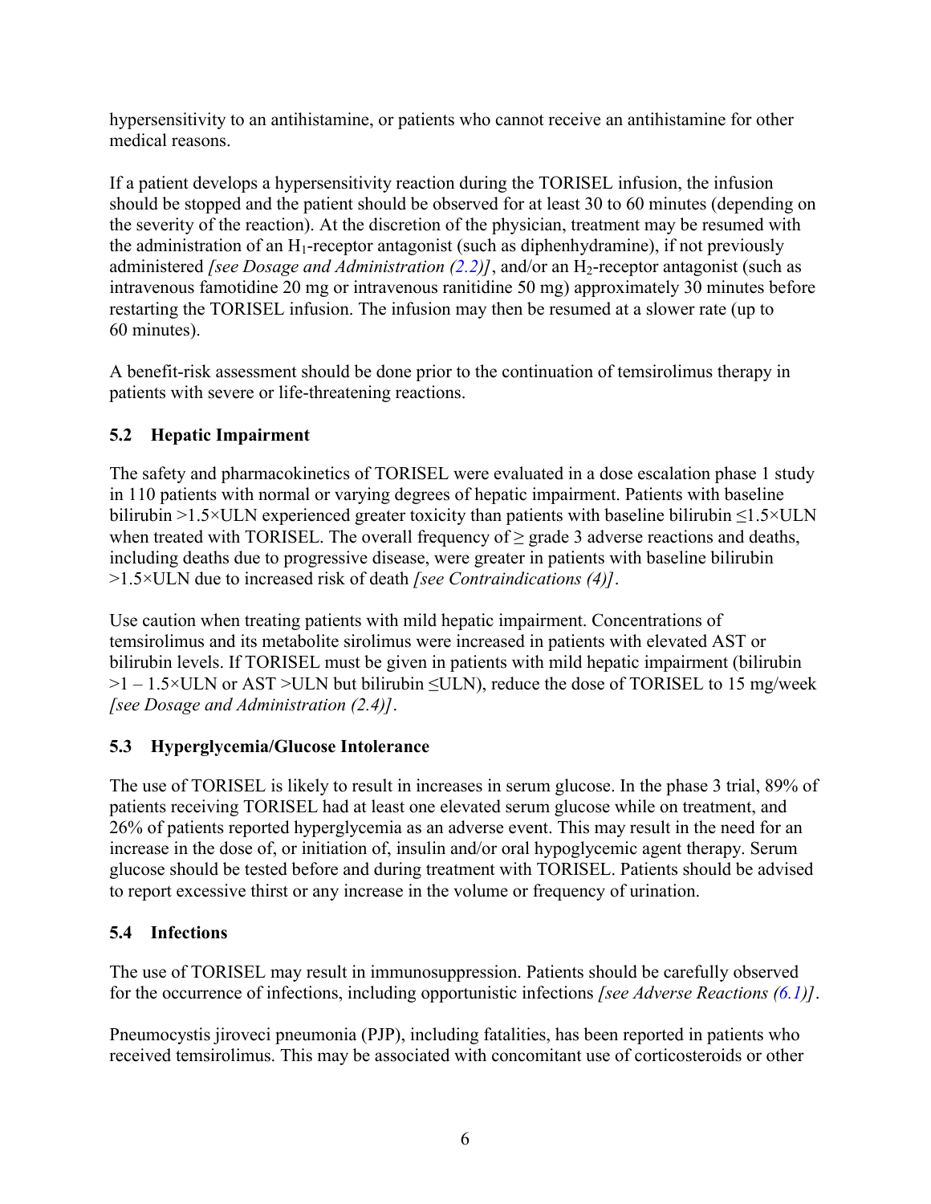hypersensitivity to an antihistamine, or patients who cannot receive an antihistamine for other medical reasons.

If a patient develops a hypersensitivity reaction during the TORISEL infusion, the infusion should be stopped and the patient should be observed for at least 30 to 60 minutes (depending on the severity of the reaction). At the discretion of the physician, treatment may be resumed with the administration of an $H_1$-receptor antagonist (such as diphenhydramine), if not previously administered *[see Dosage and Administration (2.2)]*, and/or an $H_2$-receptor antagonist (such as intravenous famotidine 20 mg or intravenous ranitidine 50 mg) approximately 30 minutes before restarting the TORISEL infusion. The infusion may then be resumed at a slower rate (up to 60 minutes).

A benefit-risk assessment should be done prior to the continuation of temsirolimus therapy in patients with severe or life-threatening reactions.

### 5.2 Hepatic Impairment

The safety and pharmacokinetics of TORISEL were evaluated in a dose escalation phase 1 study in 110 patients with normal or varying degrees of hepatic impairment. Patients with baseline bilirubin >1.5×ULN experienced greater toxicity than patients with baseline bilirubin ≤1.5×ULN when treated with TORISEL. The overall frequency of ≥ grade 3 adverse reactions and deaths, including deaths due to progressive disease, were greater in patients with baseline bilirubin >1.5×ULN due to increased risk of death *[see Contraindications (4)]*.

Use caution when treating patients with mild hepatic impairment. Concentrations of temsirolimus and its metabolite sirolimus were increased in patients with elevated AST or bilirubin levels. If TORISEL must be given in patients with mild hepatic impairment (bilirubin >1 – 1.5×ULN or AST >ULN but bilirubin ≤ULN), reduce the dose of TORISEL to 15 mg/week *[see Dosage and Administration (2.4)]*.

### 5.3 Hyperglycemia/Glucose Intolerance

The use of TORISEL is likely to result in increases in serum glucose. In the phase 3 trial, 89% of patients receiving TORISEL had at least one elevated serum glucose while on treatment, and 26% of patients reported hyperglycemia as an adverse event. This may result in the need for an increase in the dose of, or initiation of, insulin and/or oral hypoglycemic agent therapy. Serum glucose should be tested before and during treatment with TORISEL. Patients should be advised to report excessive thirst or any increase in the volume or frequency of urination.

### 5.4 Infections

The use of TORISEL may result in immunosuppression. Patients should be carefully observed for the occurrence of infections, including opportunistic infections *[see Adverse Reactions (6.1)]*.

Pneumocystis jiroveci pneumonia (PJP), including fatalities, has been reported in patients who received temsirolimus. This may be associated with concomitant use of corticosteroids or other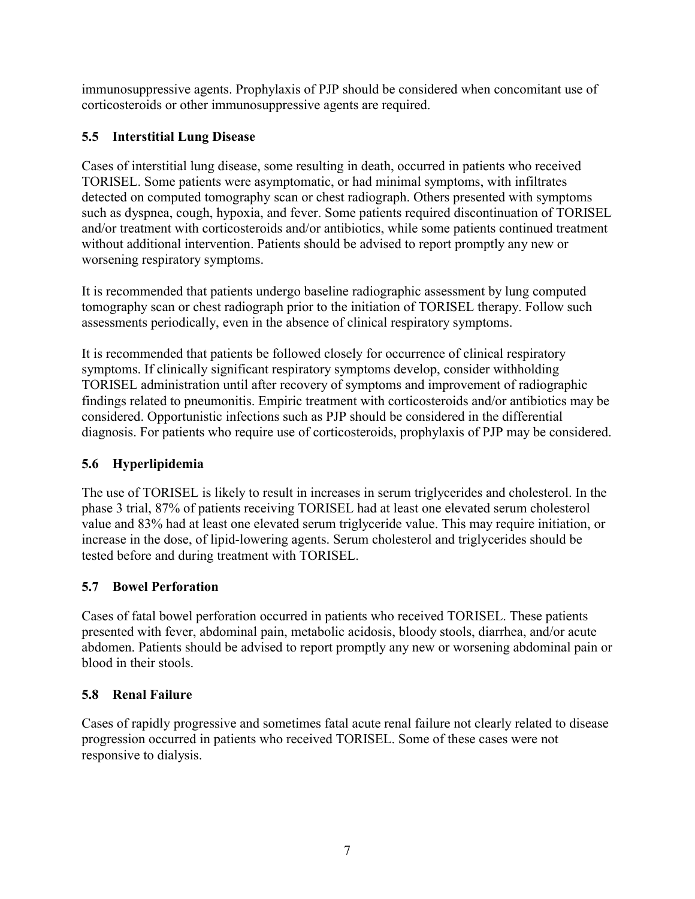immunosuppressive agents. Prophylaxis of PJP should be considered when concomitant use of corticosteroids or other immunosuppressive agents are required.

### 5.5 Interstitial Lung Disease

Cases of interstitial lung disease, some resulting in death, occurred in patients who received TORISEL. Some patients were asymptomatic, or had minimal symptoms, with infiltrates detected on computed tomography scan or chest radiograph. Others presented with symptoms such as dyspnea, cough, hypoxia, and fever. Some patients required discontinuation of TORISEL and/or treatment with corticosteroids and/or antibiotics, while some patients continued treatment without additional intervention. Patients should be advised to report promptly any new or worsening respiratory symptoms.

It is recommended that patients undergo baseline radiographic assessment by lung computed tomography scan or chest radiograph prior to the initiation of TORISEL therapy. Follow such assessments periodically, even in the absence of clinical respiratory symptoms.

It is recommended that patients be followed closely for occurrence of clinical respiratory symptoms. If clinically significant respiratory symptoms develop, consider withholding TORISEL administration until after recovery of symptoms and improvement of radiographic findings related to pneumonitis. Empiric treatment with corticosteroids and/or antibiotics may be considered. Opportunistic infections such as PJP should be considered in the differential diagnosis. For patients who require use of corticosteroids, prophylaxis of PJP may be considered.

### 5.6 Hyperlipidemia

The use of TORISEL is likely to result in increases in serum triglycerides and cholesterol. In the phase 3 trial, 87% of patients receiving TORISEL had at least one elevated serum cholesterol value and 83% had at least one elevated serum triglyceride value. This may require initiation, or increase in the dose, of lipid-lowering agents. Serum cholesterol and triglycerides should be tested before and during treatment with TORISEL.

### 5.7 Bowel Perforation

Cases of fatal bowel perforation occurred in patients who received TORISEL. These patients presented with fever, abdominal pain, metabolic acidosis, bloody stools, diarrhea, and/or acute abdomen. Patients should be advised to report promptly any new or worsening abdominal pain or blood in their stools.

### 5.8 Renal Failure

Cases of rapidly progressive and sometimes fatal acute renal failure not clearly related to disease progression occurred in patients who received TORISEL. Some of these cases were not responsive to dialysis.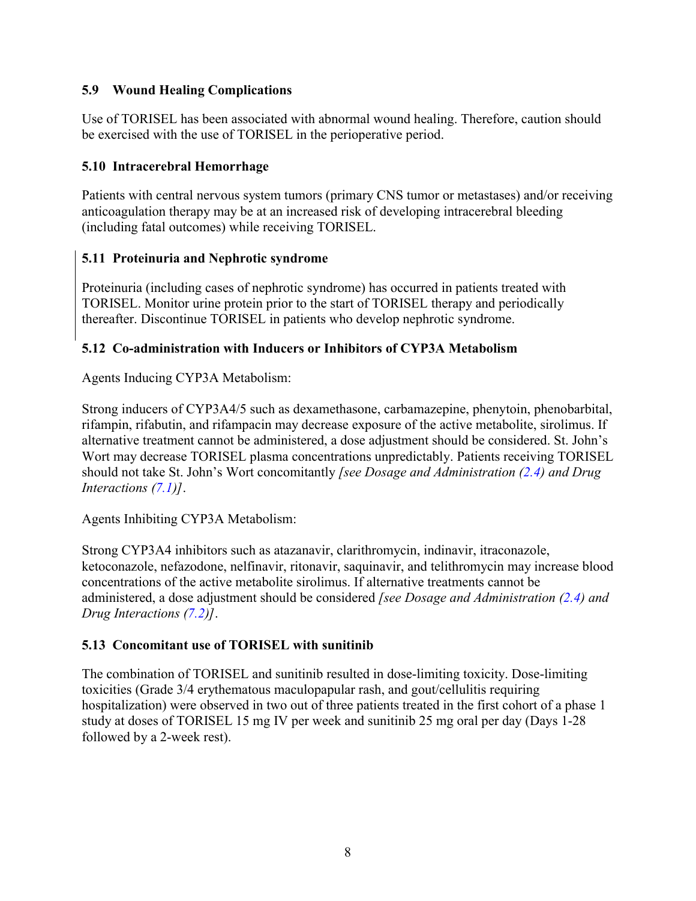### 5.9 Wound Healing Complications

Use of TORISEL has been associated with abnormal wound healing. Therefore, caution should be exercised with the use of TORISEL in the perioperative period.

### 5.10 Intracerebral Hemorrhage

Patients with central nervous system tumors (primary CNS tumor or metastases) and/or receiving anticoagulation therapy may be at an increased risk of developing intracerebral bleeding (including fatal outcomes) while receiving TORISEL.

### 5.11 Proteinuria and Nephrotic syndrome

Proteinuria (including cases of nephrotic syndrome) has occurred in patients treated with TORISEL. Monitor urine protein prior to the start of TORISEL therapy and periodically thereafter. Discontinue TORISEL in patients who develop nephrotic syndrome.

### 5.12 Co-administration with Inducers or Inhibitors of CYP3A Metabolism

Agents Inducing CYP3A Metabolism:

Strong inducers of CYP3A4/5 such as dexamethasone, carbamazepine, phenytoin, phenobarbital, rifampin, rifabutin, and rifampacin may decrease exposure of the active metabolite, sirolimus. If alternative treatment cannot be administered, a dose adjustment should be considered. St. John's Wort may decrease TORISEL plasma concentrations unpredictably. Patients receiving TORISEL should not take St. John's Wort concomitantly *[see Dosage and Administration (2.4) and Drug Interactions (7.1)]*.

Agents Inhibiting CYP3A Metabolism:

Strong CYP3A4 inhibitors such as atazanavir, clarithromycin, indinavir, itraconazole, ketoconazole, nefazodone, nelfinavir, ritonavir, saquinavir, and telithromycin may increase blood concentrations of the active metabolite sirolimus. If alternative treatments cannot be administered, a dose adjustment should be considered *[see Dosage and Administration (2.4) and Drug Interactions (7.2)]*.

### 5.13 Concomitant use of TORISEL with sunitinib

The combination of TORISEL and sunitinib resulted in dose-limiting toxicity. Dose-limiting toxicities (Grade 3/4 erythematous maculopapular rash, and gout/cellulitis requiring hospitalization) were observed in two out of three patients treated in the first cohort of a phase 1 study at doses of TORISEL 15 mg IV per week and sunitinib 25 mg oral per day (Days 1-28 followed by a 2-week rest).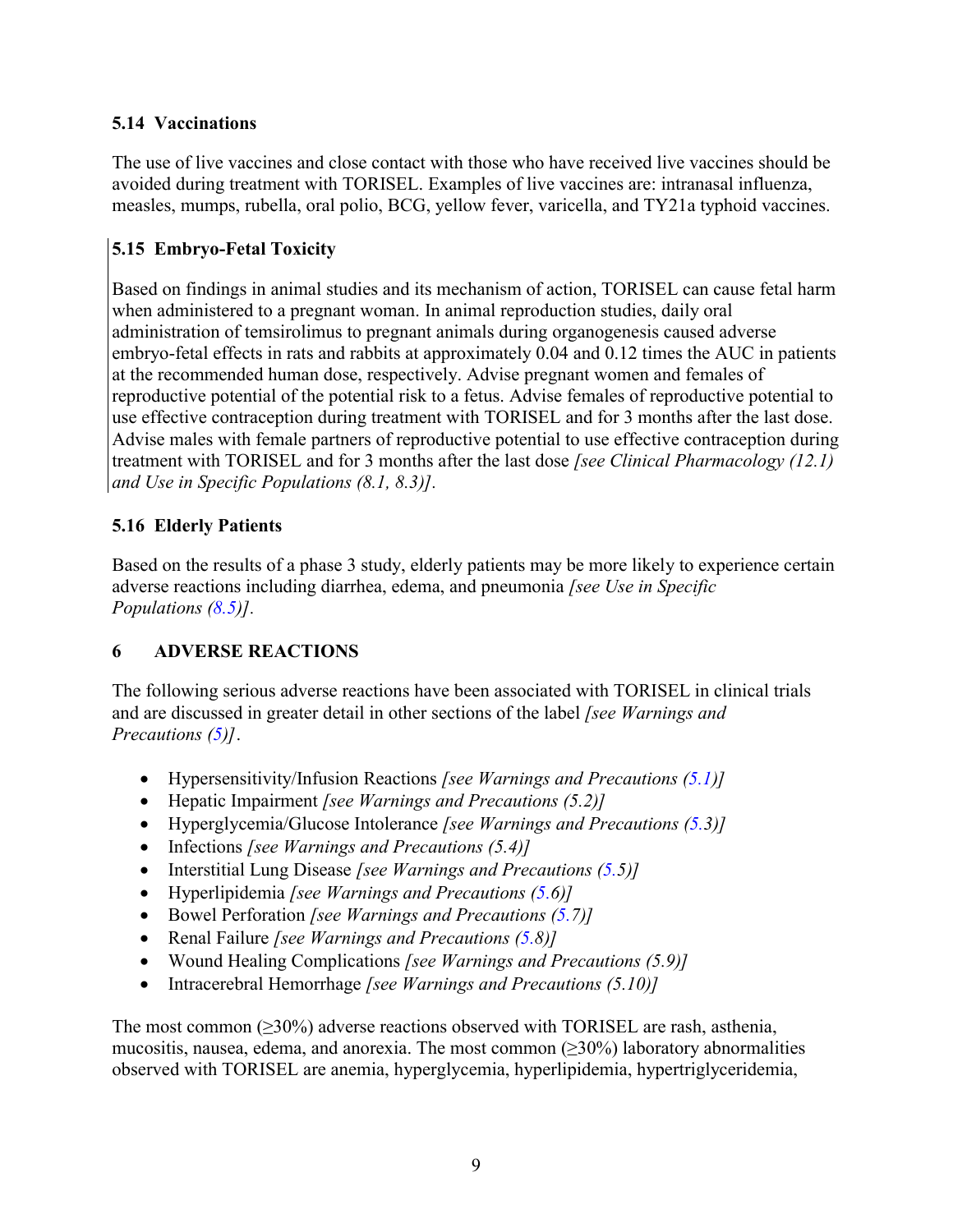### 5.14 Vaccinations

The use of live vaccines and close contact with those who have received live vaccines should be avoided during treatment with TORISEL. Examples of live vaccines are: intranasal influenza, measles, mumps, rubella, oral polio, BCG, yellow fever, varicella, and TY21a typhoid vaccines.

### 5.15 Embryo-Fetal Toxicity

Based on findings in animal studies and its mechanism of action, TORISEL can cause fetal harm when administered to a pregnant woman. In animal reproduction studies, daily oral administration of temsirolimus to pregnant animals during organogenesis caused adverse embryo-fetal effects in rats and rabbits at approximately 0.04 and 0.12 times the AUC in patients at the recommended human dose, respectively. Advise pregnant women and females of reproductive potential of the potential risk to a fetus. Advise females of reproductive potential to use effective contraception during treatment with TORISEL and for 3 months after the last dose. Advise males with female partners of reproductive potential to use effective contraception during treatment with TORISEL and for 3 months after the last dose *[see Clinical Pharmacology (12.1) and Use in Specific Populations (8.1, 8.3)]*.

### 5.16 Elderly Patients

Based on the results of a phase 3 study, elderly patients may be more likely to experience certain adverse reactions including diarrhea, edema, and pneumonia *[see Use in Specific Populations (8.5)]*.

## 6 ADVERSE REACTIONS

The following serious adverse reactions have been associated with TORISEL in clinical trials and are discussed in greater detail in other sections of the label *[see Warnings and Precautions (5)]*.

- Hypersensitivity/Infusion Reactions *[see Warnings and Precautions (5.1)]*
- Hepatic Impairment *[see Warnings and Precautions (5.2)]*
- Hyperglycemia/Glucose Intolerance *[see Warnings and Precautions (5.3)]*
- Infections *[see Warnings and Precautions (5.4)]*
- Interstitial Lung Disease *[see Warnings and Precautions (5.5)]*
- Hyperlipidemia *[see Warnings and Precautions (5.6)]*
- Bowel Perforation *[see Warnings and Precautions (5.7)]*
- Renal Failure *[see Warnings and Precautions (5.8)]*
- Wound Healing Complications *[see Warnings and Precautions (5.9)]*
- Intracerebral Hemorrhage *[see Warnings and Precautions (5.10)]*

The most common (≥30%) adverse reactions observed with TORISEL are rash, asthenia, mucositis, nausea, edema, and anorexia. The most common (≥30%) laboratory abnormalities observed with TORISEL are anemia, hyperglycemia, hyperlipidemia, hypertriglyceridemia,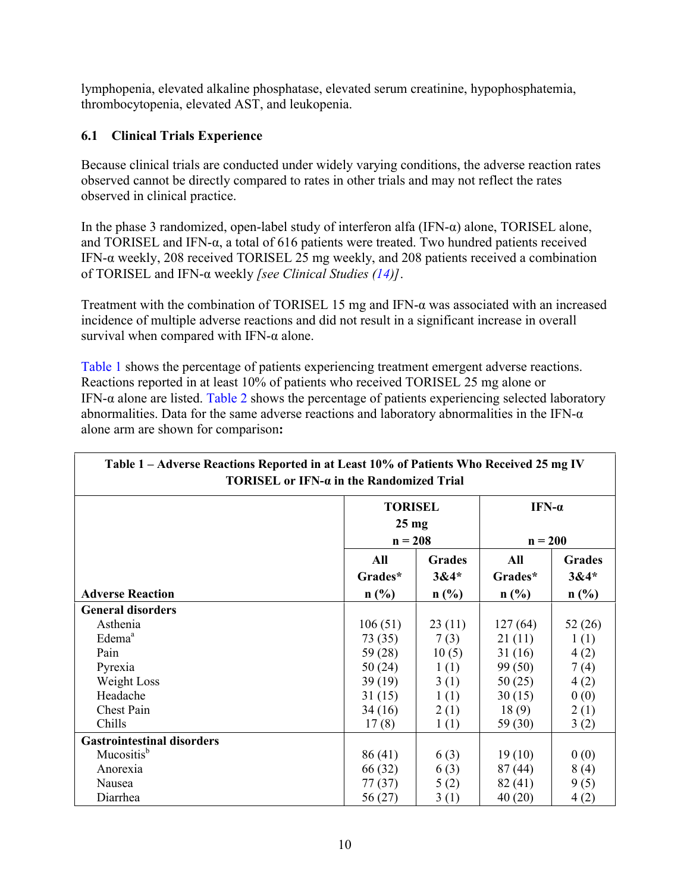lymphopenia, elevated alkaline phosphatase, elevated serum creatinine, hypophosphatemia, thrombocytopenia, elevated AST, and leukopenia.

## 6.1 Clinical Trials Experience

Because clinical trials are conducted under widely varying conditions, the adverse reaction rates observed cannot be directly compared to rates in other trials and may not reflect the rates observed in clinical practice.

In the phase 3 randomized, open-label study of interferon alfa (IFN-α) alone, TORISEL alone, and TORISEL and IFN-α, a total of 616 patients were treated. Two hundred patients received IFN-α weekly, 208 received TORISEL 25 mg weekly, and 208 patients received a combination of TORISEL and IFN-α weekly *[see Clinical Studies (14)]*.

Treatment with the combination of TORISEL 15 mg and IFN-α was associated with an increased incidence of multiple adverse reactions and did not result in a significant increase in overall survival when compared with IFN-α alone.

Table 1 shows the percentage of patients experiencing treatment emergent adverse reactions. Reactions reported in at least 10% of patients who received TORISEL 25 mg alone or IFN-α alone are listed. Table 2 shows the percentage of patients experiencing selected laboratory abnormalities. Data for the same adverse reactions and laboratory abnormalities in the IFN-α alone arm are shown for comparison**:**

**Table 1 – Adverse Reactions Reported in at Least 10% of Patients Who Received 25 mg IV TORISEL or IFN-α in the Randomized Trial**

| | TORISEL 25 mg n = 208 | | IFN-α n = 200 | |
|---|---|---|---|---|
| **Adverse Reaction** | **All Grades* n (%)** | **Grades 3&4* n (%)** | **All Grades* n (%)** | **Grades 3&4* n (%)** |
| **General disorders** | | | | |
| Asthenia | 106 (51) | 23 (11) | 127 (64) | 52 (26) |
| Edema[a] | 73 (35) | 7 (3) | 21 (11) | 1 (1) |
| Pain | 59 (28) | 10 (5) | 31 (16) | 4 (2) |
| Pyrexia | 50 (24) | 1 (1) | 99 (50) | 7 (4) |
| Weight Loss | 39 (19) | 3 (1) | 50 (25) | 4 (2) |
| Headache | 31 (15) | 1 (1) | 30 (15) | 0 (0) |
| Chest Pain | 34 (16) | 2 (1) | 18 (9) | 2 (1) |
| Chills | 17 (8) | 1 (1) | 59 (30) | 3 (2) |
| **Gastrointestinal disorders** | | | | |
| Mucositis[b] | 86 (41) | 6 (3) | 19 (10) | 0 (0) |
| Anorexia | 66 (32) | 6 (3) | 87 (44) | 8 (4) |
| Nausea | 77 (37) | 5 (2) | 82 (41) | 9 (5) |
| Diarrhea | 56 (27) | 3 (1) | 40 (20) | 4 (2) |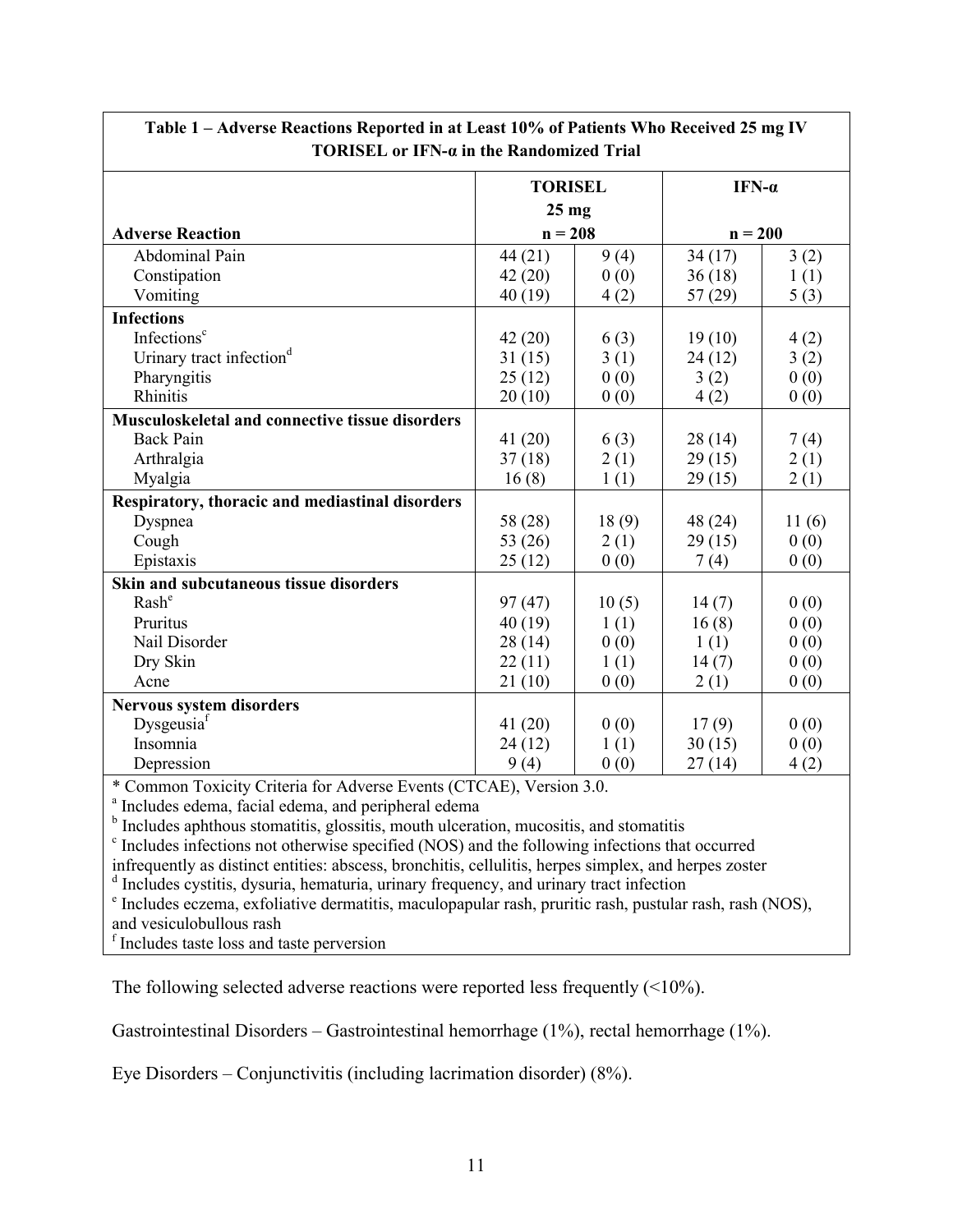| Table 1 – Adverse Reactions Reported in at Least 10% of Patients Who Received 25 mg IV TORISEL or IFN-α in the Randomized Trial | | | | |
|---|---|---|---|---|
| **Adverse Reaction** | **TORISEL 25 mg n = 208** | | **IFN-α n = 200** | |
| Abdominal Pain | 44 (21) | 9 (4) | 34 (17) | 3 (2) |
| Constipation | 42 (20) | 0 (0) | 36 (18) | 1 (1) |
| Vomiting | 40 (19) | 4 (2) | 57 (29) | 5 (3) |
| **Infections** | | | | |
| Infections[c] | 42 (20) | 6 (3) | 19 (10) | 4 (2) |
| Urinary tract infection[d] | 31 (15) | 3 (1) | 24 (12) | 3 (2) |
| Pharyngitis | 25 (12) | 0 (0) | 3 (2) | 0 (0) |
| Rhinitis | 20 (10) | 0 (0) | 4 (2) | 0 (0) |
| **Musculoskeletal and connective tissue disorders** | | | | |
| Back Pain | 41 (20) | 6 (3) | 28 (14) | 7 (4) |
| Arthralgia | 37 (18) | 2 (1) | 29 (15) | 2 (1) |
| Myalgia | 16 (8) | 1 (1) | 29 (15) | 2 (1) |
| **Respiratory, thoracic and mediastinal disorders** | | | | |
| Dyspnea | 58 (28) | 18 (9) | 48 (24) | 11 (6) |
| Cough | 53 (26) | 2 (1) | 29 (15) | 0 (0) |
| Epistaxis | 25 (12) | 0 (0) | 7 (4) | 0 (0) |
| **Skin and subcutaneous tissue disorders** | | | | |
| Rash[e] | 97 (47) | 10 (5) | 14 (7) | 0 (0) |
| Pruritus | 40 (19) | 1 (1) | 16 (8) | 0 (0) |
| Nail Disorder | 28 (14) | 0 (0) | 1 (1) | 0 (0) |
| Dry Skin | 22 (11) | 1 (1) | 14 (7) | 0 (0) |
| Acne | 21 (10) | 0 (0) | 2 (1) | 0 (0) |
| **Nervous system disorders** | | | | |
| Dysgeusia[f] | 41 (20) | 0 (0) | 17 (9) | 0 (0) |
| Insomnia | 24 (12) | 1 (1) | 30 (15) | 0 (0) |
| Depression | 9 (4) | 0 (0) | 27 (14) | 4 (2) |

* Common Toxicity Criteria for Adverse Events (CTCAE), Version 3.0.
[a] Includes edema, facial edema, and peripheral edema
[b] Includes aphthous stomatitis, glossitis, mouth ulceration, mucositis, and stomatitis
[c] Includes infections not otherwise specified (NOS) and the following infections that occurred infrequently as distinct entities: abscess, bronchitis, cellulitis, herpes simplex, and herpes zoster
[d] Includes cystitis, dysuria, hematuria, urinary frequency, and urinary tract infection
[e] Includes eczema, exfoliative dermatitis, maculopapular rash, pruritic rash, pustular rash, rash (NOS), and vesiculobullous rash
[f] Includes taste loss and taste perversion

The following selected adverse reactions were reported less frequently (<10%).

Gastrointestinal Disorders – Gastrointestinal hemorrhage (1%), rectal hemorrhage (1%).

Eye Disorders – Conjunctivitis (including lacrimation disorder) (8%).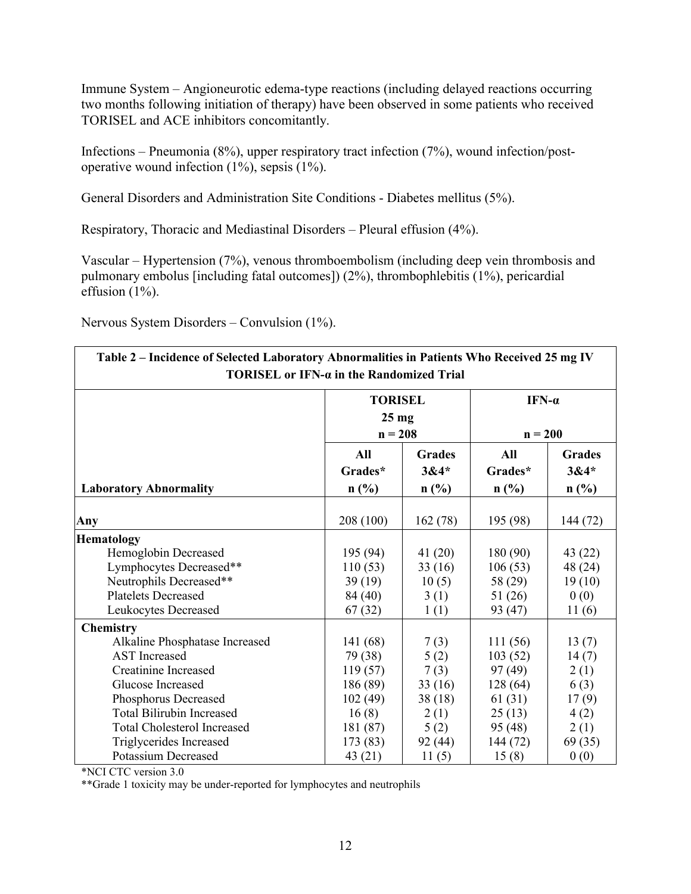Immune System – Angioneurotic edema-type reactions (including delayed reactions occurring two months following initiation of therapy) have been observed in some patients who received TORISEL and ACE inhibitors concomitantly.

Infections – Pneumonia (8%), upper respiratory tract infection (7%), wound infection/post-operative wound infection (1%), sepsis (1%).

General Disorders and Administration Site Conditions - Diabetes mellitus (5%).

Respiratory, Thoracic and Mediastinal Disorders – Pleural effusion (4%).

Vascular – Hypertension (7%), venous thromboembolism (including deep vein thrombosis and pulmonary embolus [including fatal outcomes]) (2%), thrombophlebitis (1%), pericardial effusion (1%).

Nervous System Disorders – Convulsion (1%).

**Table 2 – Incidence of Selected Laboratory Abnormalities in Patients Who Received 25 mg IV TORISEL or IFN-α in the Randomized Trial**

| | TORISEL 25 mg n = 208 | | IFN-α n = 200 | |
|---|---|---|---|---|
| **Laboratory Abnormality** | **All Grades* n (%)** | **Grades 3&4* n (%)** | **All Grades* n (%)** | **Grades 3&4* n (%)** |
| **Any** | 208 (100) | 162 (78) | 195 (98) | 144 (72) |
| **Hematology** | | | | |
| Hemoglobin Decreased | 195 (94) | 41 (20) | 180 (90) | 43 (22) |
| Lymphocytes Decreased** | 110 (53) | 33 (16) | 106 (53) | 48 (24) |
| Neutrophils Decreased** | 39 (19) | 10 (5) | 58 (29) | 19 (10) |
| Platelets Decreased | 84 (40) | 3 (1) | 51 (26) | 0 (0) |
| Leukocytes Decreased | 67 (32) | 1 (1) | 93 (47) | 11 (6) |
| **Chemistry** | | | | |
| Alkaline Phosphatase Increased | 141 (68) | 7 (3) | 111 (56) | 13 (7) |
| AST Increased | 79 (38) | 5 (2) | 103 (52) | 14 (7) |
| Creatinine Increased | 119 (57) | 7 (3) | 97 (49) | 2 (1) |
| Glucose Increased | 186 (89) | 33 (16) | 128 (64) | 6 (3) |
| Phosphorus Decreased | 102 (49) | 38 (18) | 61 (31) | 17 (9) |
| Total Bilirubin Increased | 16 (8) | 2 (1) | 25 (13) | 4 (2) |
| Total Cholesterol Increased | 181 (87) | 5 (2) | 95 (48) | 2 (1) |
| Triglycerides Increased | 173 (83) | 92 (44) | 144 (72) | 69 (35) |
| Potassium Decreased | 43 (21) | 11 (5) | 15 (8) | 0 (0) |

*NCI CTC version 3.0

**Grade 1 toxicity may be under-reported for lymphocytes and neutrophils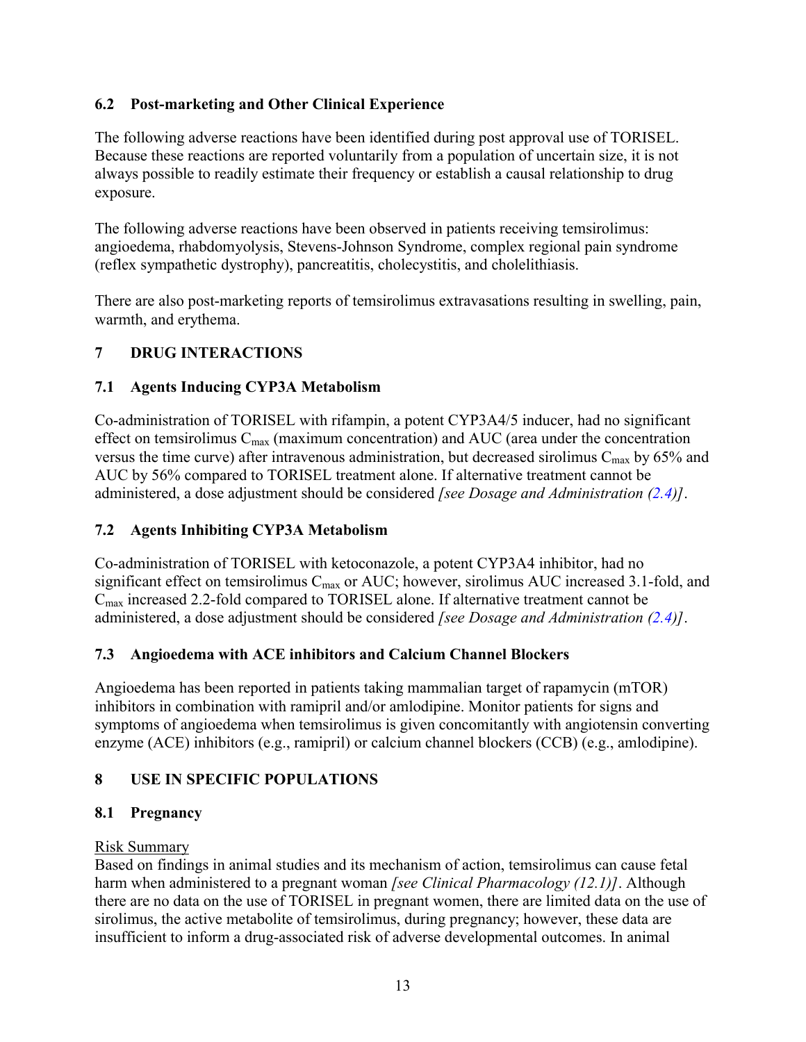### 6.2 Post-marketing and Other Clinical Experience

The following adverse reactions have been identified during post approval use of TORISEL. Because these reactions are reported voluntarily from a population of uncertain size, it is not always possible to readily estimate their frequency or establish a causal relationship to drug exposure.

The following adverse reactions have been observed in patients receiving temsirolimus: angioedema, rhabdomyolysis, Stevens-Johnson Syndrome, complex regional pain syndrome (reflex sympathetic dystrophy), pancreatitis, cholecystitis, and cholelithiasis.

There are also post-marketing reports of temsirolimus extravasations resulting in swelling, pain, warmth, and erythema.

## 7 DRUG INTERACTIONS

### 7.1 Agents Inducing CYP3A Metabolism

Co-administration of TORISEL with rifampin, a potent CYP3A4/5 inducer, had no significant effect on temsirolimus $C_{max}$ (maximum concentration) and AUC (area under the concentration versus the time curve) after intravenous administration, but decreased sirolimus $C_{max}$ by 65% and AUC by 56% compared to TORISEL treatment alone. If alternative treatment cannot be administered, a dose adjustment should be considered *[see Dosage and Administration (2.4)]*.

### 7.2 Agents Inhibiting CYP3A Metabolism

Co-administration of TORISEL with ketoconazole, a potent CYP3A4 inhibitor, had no significant effect on temsirolimus $C_{max}$ or AUC; however, sirolimus AUC increased 3.1-fold, and $C_{max}$ increased 2.2-fold compared to TORISEL alone. If alternative treatment cannot be administered, a dose adjustment should be considered *[see Dosage and Administration (2.4)]*.

### 7.3 Angioedema with ACE inhibitors and Calcium Channel Blockers

Angioedema has been reported in patients taking mammalian target of rapamycin (mTOR) inhibitors in combination with ramipril and/or amlodipine. Monitor patients for signs and symptoms of angioedema when temsirolimus is given concomitantly with angiotensin converting enzyme (ACE) inhibitors (e.g., ramipril) or calcium channel blockers (CCB) (e.g., amlodipine).

## 8 USE IN SPECIFIC POPULATIONS

### 8.1 Pregnancy

Risk Summary

Based on findings in animal studies and its mechanism of action, temsirolimus can cause fetal harm when administered to a pregnant woman *[see Clinical Pharmacology (12.1)]*. Although there are no data on the use of TORISEL in pregnant women, there are limited data on the use of sirolimus, the active metabolite of temsirolimus, during pregnancy; however, these data are insufficient to inform a drug-associated risk of adverse developmental outcomes. In animal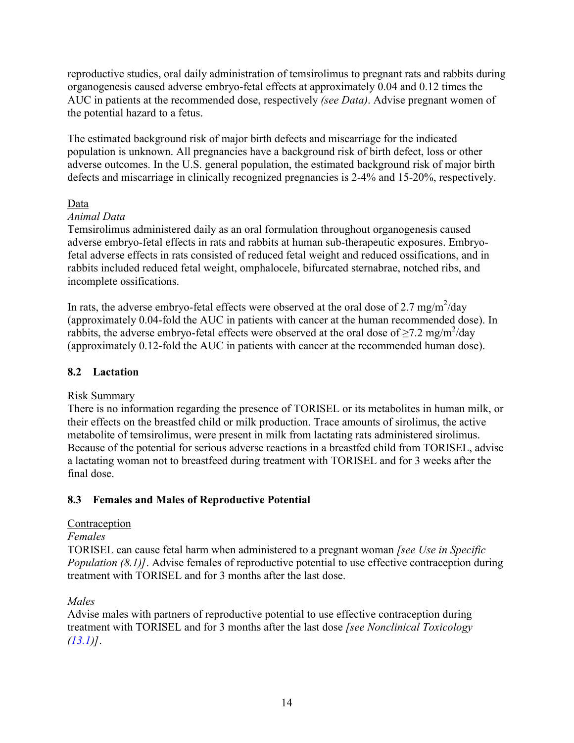reproductive studies, oral daily administration of temsirolimus to pregnant rats and rabbits during organogenesis caused adverse embryo-fetal effects at approximately 0.04 and 0.12 times the AUC in patients at the recommended dose, respectively *(see Data)*. Advise pregnant women of the potential hazard to a fetus.

The estimated background risk of major birth defects and miscarriage for the indicated population is unknown. All pregnancies have a background risk of birth defect, loss or other adverse outcomes. In the U.S. general population, the estimated background risk of major birth defects and miscarriage in clinically recognized pregnancies is 2-4% and 15-20%, respectively.

Data

*Animal Data*

Temsirolimus administered daily as an oral formulation throughout organogenesis caused adverse embryo-fetal effects in rats and rabbits at human sub-therapeutic exposures. Embryo-fetal adverse effects in rats consisted of reduced fetal weight and reduced ossifications, and in rabbits included reduced fetal weight, omphalocele, bifurcated sternabrae, notched ribs, and incomplete ossifications.

In rats, the adverse embryo-fetal effects were observed at the oral dose of 2.7 $mg/m^2/day$ (approximately 0.04-fold the AUC in patients with cancer at the human recommended dose). In rabbits, the adverse embryo-fetal effects were observed at the oral dose of $\geq 7.2$ $mg/m^2/day$ (approximately 0.12-fold the AUC in patients with cancer at the recommended human dose).

## 8.2 Lactation

Risk Summary

There is no information regarding the presence of TORISEL or its metabolites in human milk, or their effects on the breastfed child or milk production. Trace amounts of sirolimus, the active metabolite of temsirolimus, were present in milk from lactating rats administered sirolimus. Because of the potential for serious adverse reactions in a breastfed child from TORISEL, advise a lactating woman not to breastfeed during treatment with TORISEL and for 3 weeks after the final dose.

## 8.3 Females and Males of Reproductive Potential

Contraception

*Females*

TORISEL can cause fetal harm when administered to a pregnant woman *[see Use in Specific Population (8.1)]*. Advise females of reproductive potential to use effective contraception during treatment with TORISEL and for 3 months after the last dose.

*Males*

Advise males with partners of reproductive potential to use effective contraception during treatment with TORISEL and for 3 months after the last dose *[see Nonclinical Toxicology (13.1)]*.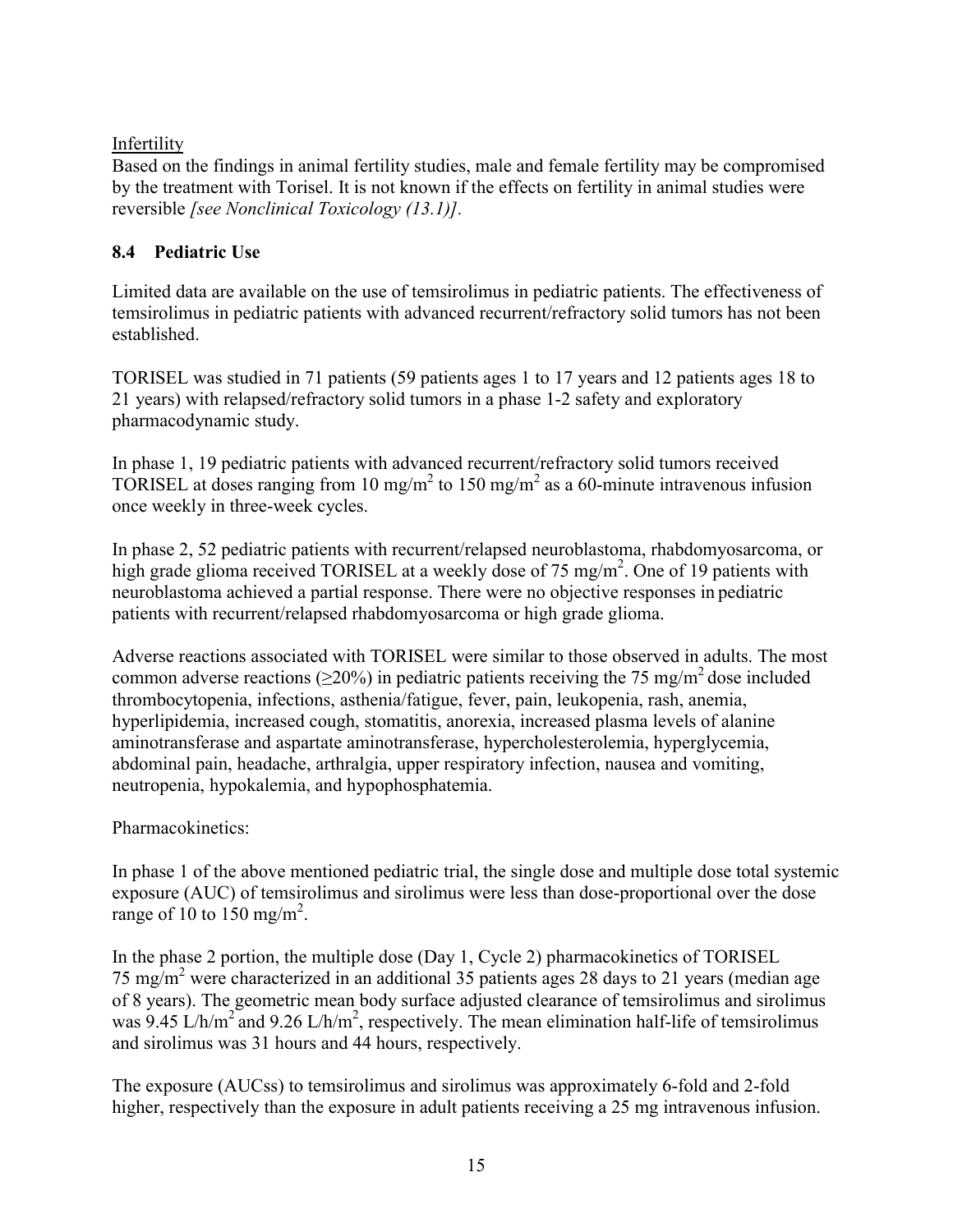Infertility

Based on the findings in animal fertility studies, male and female fertility may be compromised by the treatment with Torisel. It is not known if the effects on fertility in animal studies were reversible *[see Nonclinical Toxicology (13.1)]*.

### 8.4 Pediatric Use

Limited data are available on the use of temsirolimus in pediatric patients. The effectiveness of temsirolimus in pediatric patients with advanced recurrent/refractory solid tumors has not been established.

TORISEL was studied in 71 patients (59 patients ages 1 to 17 years and 12 patients ages 18 to 21 years) with relapsed/refractory solid tumors in a phase 1-2 safety and exploratory pharmacodynamic study.

In phase 1, 19 pediatric patients with advanced recurrent/refractory solid tumors received TORISEL at doses ranging from 10 mg/$m^2$ to 150 mg/$m^2$ as a 60-minute intravenous infusion once weekly in three-week cycles.

In phase 2, 52 pediatric patients with recurrent/relapsed neuroblastoma, rhabdomyosarcoma, or high grade glioma received TORISEL at a weekly dose of 75 mg/$m^2$. One of 19 patients with neuroblastoma achieved a partial response. There were no objective responses in pediatric patients with recurrent/relapsed rhabdomyosarcoma or high grade glioma.

Adverse reactions associated with TORISEL were similar to those observed in adults. The most common adverse reactions ($\geq$20%) in pediatric patients receiving the 75 mg/$m^2$ dose included thrombocytopenia, infections, asthenia/fatigue, fever, pain, leukopenia, rash, anemia, hyperlipidemia, increased cough, stomatitis, anorexia, increased plasma levels of alanine aminotransferase and aspartate aminotransferase, hypercholesterolemia, hyperglycemia, abdominal pain, headache, arthralgia, upper respiratory infection, nausea and vomiting, neutropenia, hypokalemia, and hypophosphatemia.

Pharmacokinetics:

In phase 1 of the above mentioned pediatric trial, the single dose and multiple dose total systemic exposure (AUC) of temsirolimus and sirolimus were less than dose-proportional over the dose range of 10 to 150 mg/$m^2$.

In the phase 2 portion, the multiple dose (Day 1, Cycle 2) pharmacokinetics of TORISEL 75 mg/$m^2$ were characterized in an additional 35 patients ages 28 days to 21 years (median age of 8 years). The geometric mean body surface adjusted clearance of temsirolimus and sirolimus was 9.45 L/h/$m^2$ and 9.26 L/h/$m^2$, respectively. The mean elimination half-life of temsirolimus and sirolimus was 31 hours and 44 hours, respectively.

The exposure (AUCss) to temsirolimus and sirolimus was approximately 6-fold and 2-fold higher, respectively than the exposure in adult patients receiving a 25 mg intravenous infusion.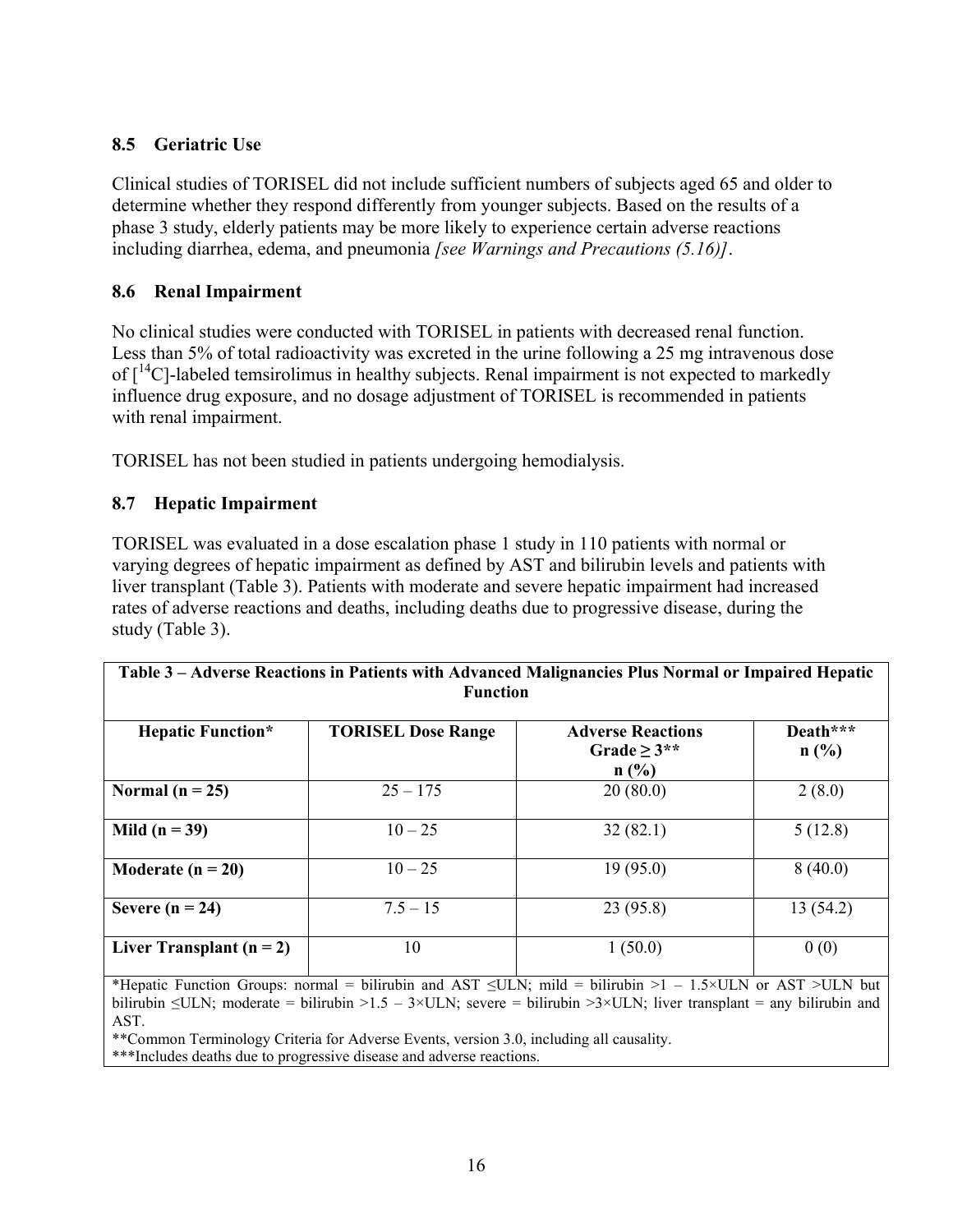### 8.5 Geriatric Use

Clinical studies of TORISEL did not include sufficient numbers of subjects aged 65 and older to determine whether they respond differently from younger subjects. Based on the results of a phase 3 study, elderly patients may be more likely to experience certain adverse reactions including diarrhea, edema, and pneumonia *[see Warnings and Precautions (5.16)]*.

### 8.6 Renal Impairment

No clinical studies were conducted with TORISEL in patients with decreased renal function. Less than 5% of total radioactivity was excreted in the urine following a 25 mg intravenous dose of [$^{14}$C]-labeled temsirolimus in healthy subjects. Renal impairment is not expected to markedly influence drug exposure, and no dosage adjustment of TORISEL is recommended in patients with renal impairment.

TORISEL has not been studied in patients undergoing hemodialysis.

### 8.7 Hepatic Impairment

TORISEL was evaluated in a dose escalation phase 1 study in 110 patients with normal or varying degrees of hepatic impairment as defined by AST and bilirubin levels and patients with liver transplant (Table 3). Patients with moderate and severe hepatic impairment had increased rates of adverse reactions and deaths, including deaths due to progressive disease, during the study (Table 3).

**Table 3 – Adverse Reactions in Patients with Advanced Malignancies Plus Normal or Impaired Hepatic Function**

| Hepatic Function* | TORISEL Dose Range | Adverse Reactions Grade ≥ 3** n (%) | Death*** n (%) |
|---|---|---|---|
| **Normal (n = 25)** | 25 – 175 | 20 (80.0) | 2 (8.0) |
| **Mild (n = 39)** | 10 – 25 | 32 (82.1) | 5 (12.8) |
| **Moderate (n = 20)** | 10 – 25 | 19 (95.0) | 8 (40.0) |
| **Severe (n = 24)** | 7.5 – 15 | 23 (95.8) | 13 (54.2) |
| **Liver Transplant (n = 2)** | 10 | 1 (50.0) | 0 (0) |

*Hepatic Function Groups: normal = bilirubin and AST ≤ULN; mild = bilirubin >1 – 1.5×ULN or AST >ULN but bilirubin ≤ULN; moderate = bilirubin >1.5 – 3×ULN; severe = bilirubin >3×ULN; liver transplant = any bilirubin and AST.

**Common Terminology Criteria for Adverse Events, version 3.0, including all causality.

***Includes deaths due to progressive disease and adverse reactions.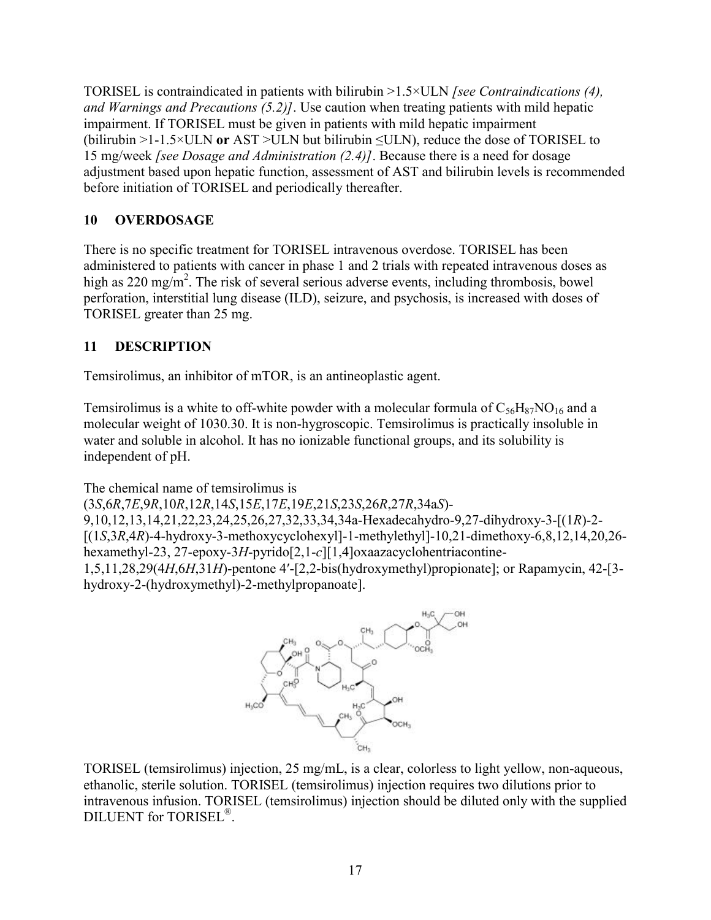TORISEL is contraindicated in patients with bilirubin >1.5×ULN *[see Contraindications (4), and Warnings and Precautions (5.2)]*. Use caution when treating patients with mild hepatic impairment. If TORISEL must be given in patients with mild hepatic impairment (bilirubin >1-1.5×ULN **or** AST >ULN but bilirubin ≤ULN), reduce the dose of TORISEL to 15 mg/week *[see Dosage and Administration (2.4)]*. Because there is a need for dosage adjustment based upon hepatic function, assessment of AST and bilirubin levels is recommended before initiation of TORISEL and periodically thereafter.

## 10 OVERDOSAGE

There is no specific treatment for TORISEL intravenous overdose. TORISEL has been administered to patients with cancer in phase 1 and 2 trials with repeated intravenous doses as high as 220 mg/m$^2$. The risk of several serious adverse events, including thrombosis, bowel perforation, interstitial lung disease (ILD), seizure, and psychosis, is increased with doses of TORISEL greater than 25 mg.

## 11 DESCRIPTION

Temsirolimus, an inhibitor of mTOR, is an antineoplastic agent.

Temsirolimus is a white to off-white powder with a molecular formula of $C_{56}H_{87}NO_{16}$ and a molecular weight of 1030.30. It is non-hygroscopic. Temsirolimus is practically insoluble in water and soluble in alcohol. It has no ionizable functional groups, and its solubility is independent of pH.

The chemical name of temsirolimus is (3*S*,6*R*,7*E*,9*R*,10*R*,12*R*,14*S*,15*E*,17*E*,19*E*,21*S*,23*S*,26*R*,27*R*,34a*S*)-9,10,12,13,14,21,22,23,24,25,26,27,32,33,34,34a-Hexadecahydro-9,27-dihydroxy-3-[(1*R*)-2-[(1*S*,3*R*,4*R*)-4-hydroxy-3-methoxycyclohexyl]-1-methylethyl]-10,21-dimethoxy-6,8,12,14,20,26-hexamethyl-23, 27-epoxy-3*H*-pyrido[2,1-*c*][1,4]oxaazacyclohentriacontine-1,5,11,28,29(4*H*,6*H*,31*H*)-pentone 4′-[2,2-bis(hydroxymethyl)propionate]; or Rapamycin, 42-[3-hydroxy-2-(hydroxymethyl)-2-methylpropanoate].

TORISEL (temsirolimus) injection, 25 mg/mL, is a clear, colorless to light yellow, non-aqueous, ethanolic, sterile solution. TORISEL (temsirolimus) injection requires two dilutions prior to intravenous infusion. TORISEL (temsirolimus) injection should be diluted only with the supplied DILUENT for TORISEL®.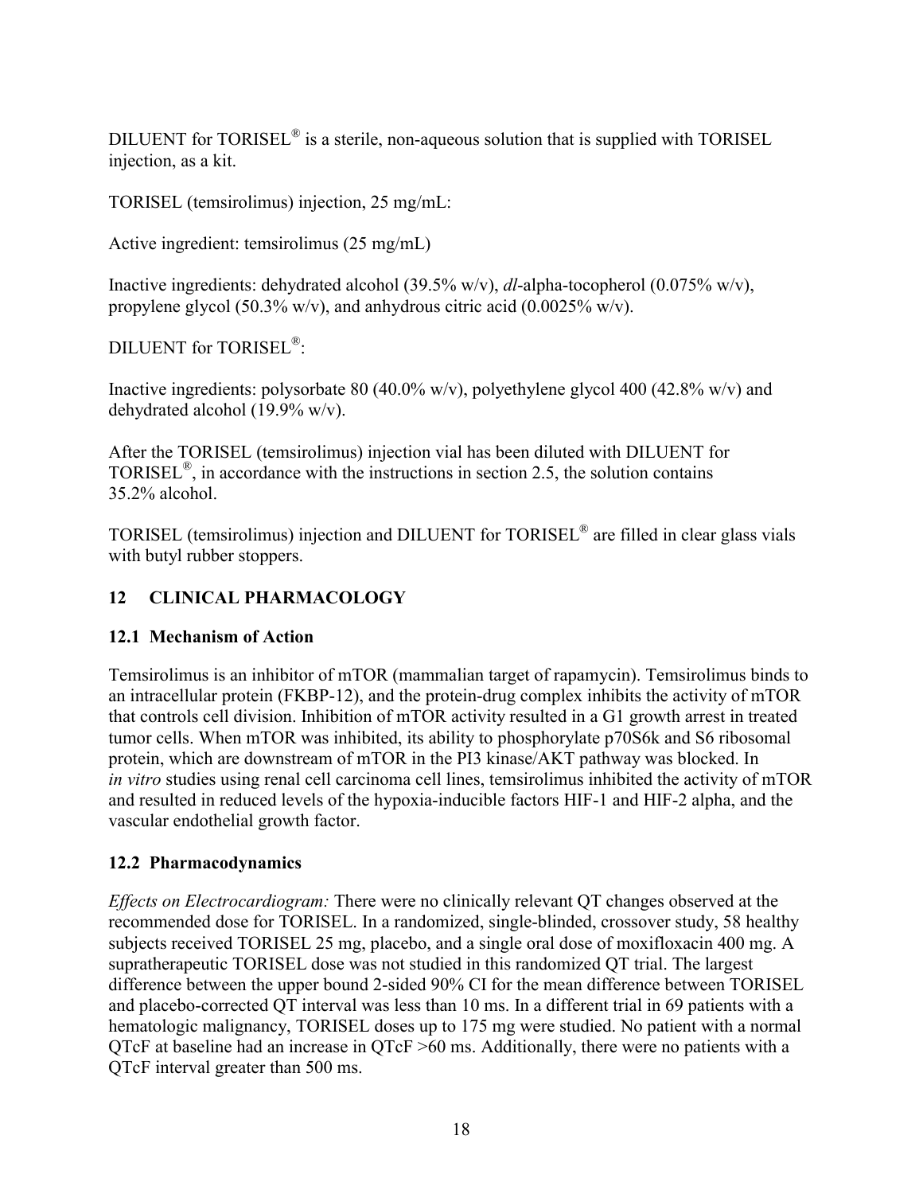DILUENT for TORISEL® is a sterile, non-aqueous solution that is supplied with TORISEL injection, as a kit.

TORISEL (temsirolimus) injection, 25 mg/mL:

Active ingredient: temsirolimus (25 mg/mL)

Inactive ingredients: dehydrated alcohol (39.5% w/v), *dl*-alpha-tocopherol (0.075% w/v), propylene glycol (50.3% w/v), and anhydrous citric acid (0.0025% w/v).

DILUENT for TORISEL®:

Inactive ingredients: polysorbate 80 (40.0% w/v), polyethylene glycol 400 (42.8% w/v) and dehydrated alcohol (19.9% w/v).

After the TORISEL (temsirolimus) injection vial has been diluted with DILUENT for TORISEL®, in accordance with the instructions in section 2.5, the solution contains 35.2% alcohol.

TORISEL (temsirolimus) injection and DILUENT for TORISEL® are filled in clear glass vials with butyl rubber stoppers.

## 12 CLINICAL PHARMACOLOGY

### 12.1 Mechanism of Action

Temsirolimus is an inhibitor of mTOR (mammalian target of rapamycin). Temsirolimus binds to an intracellular protein (FKBP-12), and the protein-drug complex inhibits the activity of mTOR that controls cell division. Inhibition of mTOR activity resulted in a G1 growth arrest in treated tumor cells. When mTOR was inhibited, its ability to phosphorylate p70S6k and S6 ribosomal protein, which are downstream of mTOR in the PI3 kinase/AKT pathway was blocked. In *in vitro* studies using renal cell carcinoma cell lines, temsirolimus inhibited the activity of mTOR and resulted in reduced levels of the hypoxia-inducible factors HIF-1 and HIF-2 alpha, and the vascular endothelial growth factor.

### 12.2 Pharmacodynamics

*Effects on Electrocardiogram:* There were no clinically relevant QT changes observed at the recommended dose for TORISEL. In a randomized, single-blinded, crossover study, 58 healthy subjects received TORISEL 25 mg, placebo, and a single oral dose of moxifloxacin 400 mg. A supratherapeutic TORISEL dose was not studied in this randomized QT trial. The largest difference between the upper bound 2-sided 90% CI for the mean difference between TORISEL and placebo-corrected QT interval was less than 10 ms. In a different trial in 69 patients with a hematologic malignancy, TORISEL doses up to 175 mg were studied. No patient with a normal QTcF at baseline had an increase in QTcF >60 ms. Additionally, there were no patients with a QTcF interval greater than 500 ms.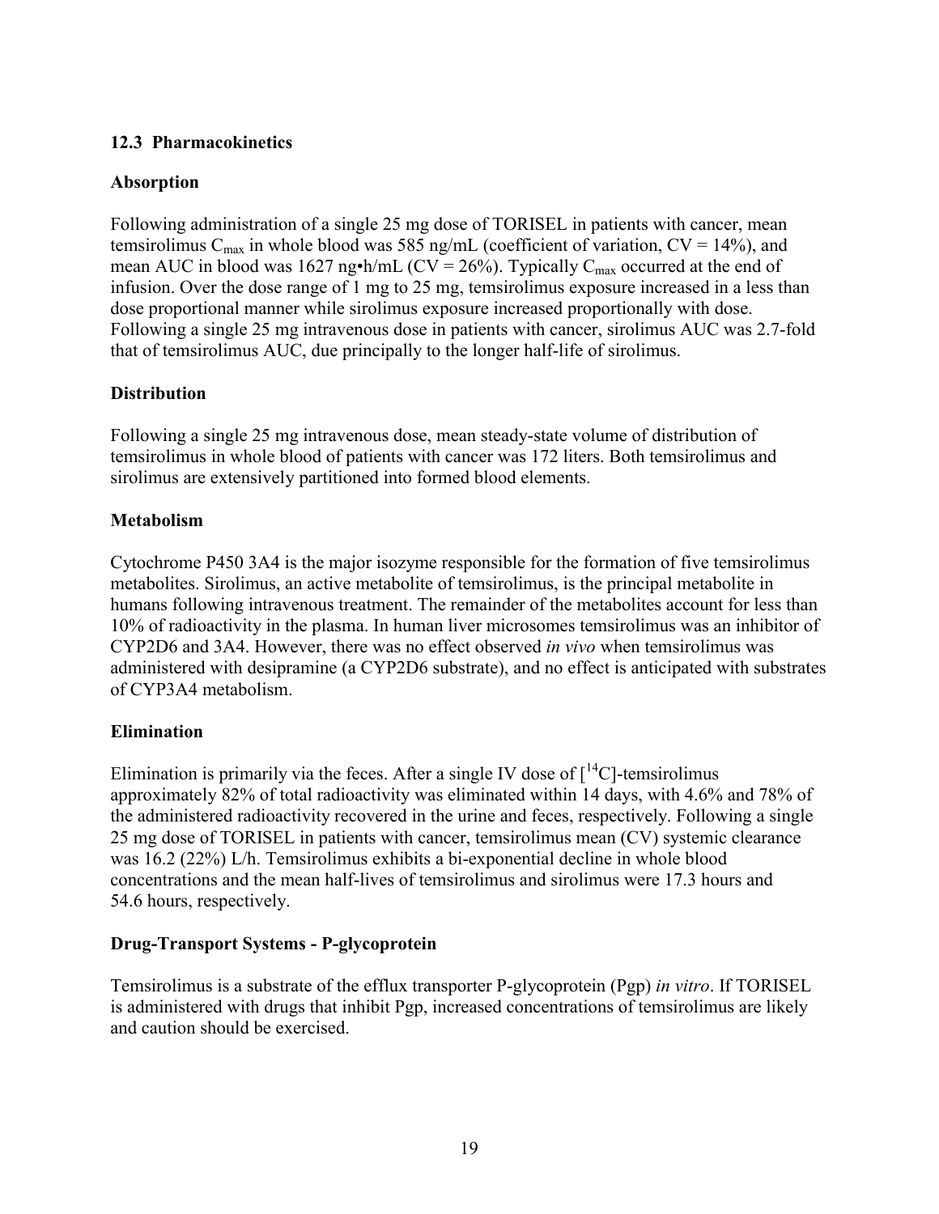### 12.3 Pharmacokinetics

**Absorption**

Following administration of a single 25 mg dose of TORISEL in patients with cancer, mean temsirolimus $C_{max}$ in whole blood was 585 ng/mL (coefficient of variation, CV = 14%), and mean AUC in blood was 1627 ng•h/mL (CV = 26%). Typically $C_{max}$ occurred at the end of infusion. Over the dose range of 1 mg to 25 mg, temsirolimus exposure increased in a less than dose proportional manner while sirolimus exposure increased proportionally with dose. Following a single 25 mg intravenous dose in patients with cancer, sirolimus AUC was 2.7-fold that of temsirolimus AUC, due principally to the longer half-life of sirolimus.

**Distribution**

Following a single 25 mg intravenous dose, mean steady-state volume of distribution of temsirolimus in whole blood of patients with cancer was 172 liters. Both temsirolimus and sirolimus are extensively partitioned into formed blood elements.

**Metabolism**

Cytochrome P450 3A4 is the major isozyme responsible for the formation of five temsirolimus metabolites. Sirolimus, an active metabolite of temsirolimus, is the principal metabolite in humans following intravenous treatment. The remainder of the metabolites account for less than 10% of radioactivity in the plasma. In human liver microsomes temsirolimus was an inhibitor of CYP2D6 and 3A4. However, there was no effect observed *in vivo* when temsirolimus was administered with desipramine (a CYP2D6 substrate), and no effect is anticipated with substrates of CYP3A4 metabolism.

**Elimination**

Elimination is primarily via the feces. After a single IV dose of [$^{14}$C]-temsirolimus approximately 82% of total radioactivity was eliminated within 14 days, with 4.6% and 78% of the administered radioactivity recovered in the urine and feces, respectively. Following a single 25 mg dose of TORISEL in patients with cancer, temsirolimus mean (CV) systemic clearance was 16.2 (22%) L/h. Temsirolimus exhibits a bi-exponential decline in whole blood concentrations and the mean half-lives of temsirolimus and sirolimus were 17.3 hours and 54.6 hours, respectively.

**Drug-Transport Systems - P-glycoprotein**

Temsirolimus is a substrate of the efflux transporter P-glycoprotein (Pgp) *in vitro*. If TORISEL is administered with drugs that inhibit Pgp, increased concentrations of temsirolimus are likely and caution should be exercised.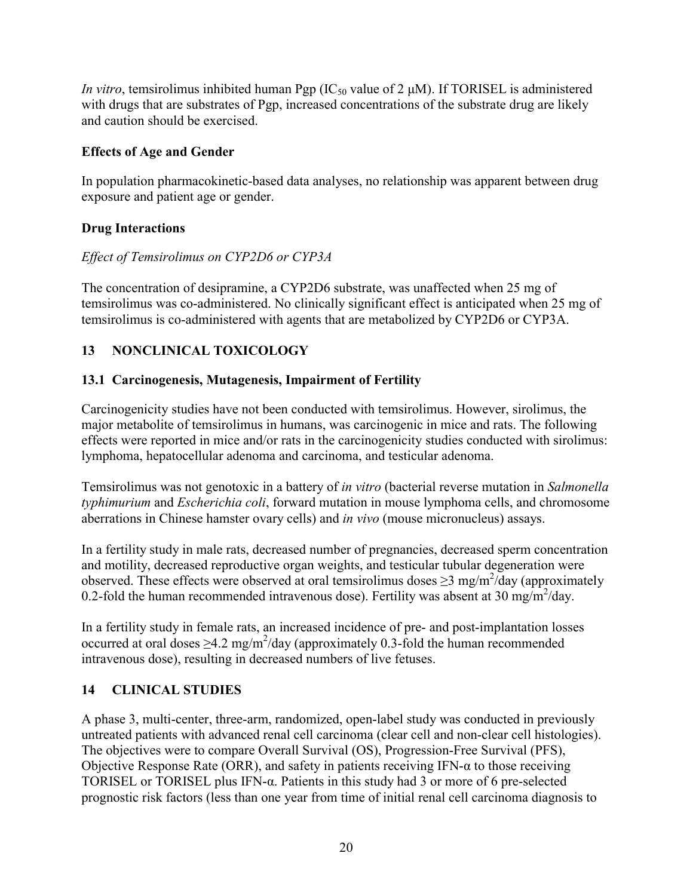*In vitro*, temsirolimus inhibited human Pgp ($IC_{50}$ value of 2 μM). If TORISEL is administered with drugs that are substrates of Pgp, increased concentrations of the substrate drug are likely and caution should be exercised.

**Effects of Age and Gender**

In population pharmacokinetic-based data analyses, no relationship was apparent between drug exposure and patient age or gender.

**Drug Interactions**

*Effect of Temsirolimus on CYP2D6 or CYP3A*

The concentration of desipramine, a CYP2D6 substrate, was unaffected when 25 mg of temsirolimus was co-administered. No clinically significant effect is anticipated when 25 mg of temsirolimus is co-administered with agents that are metabolized by CYP2D6 or CYP3A.

## 13 NONCLINICAL TOXICOLOGY

### 13.1 Carcinogenesis, Mutagenesis, Impairment of Fertility

Carcinogenicity studies have not been conducted with temsirolimus. However, sirolimus, the major metabolite of temsirolimus in humans, was carcinogenic in mice and rats. The following effects were reported in mice and/or rats in the carcinogenicity studies conducted with sirolimus: lymphoma, hepatocellular adenoma and carcinoma, and testicular adenoma.

Temsirolimus was not genotoxic in a battery of *in vitro* (bacterial reverse mutation in *Salmonella typhimurium* and *Escherichia coli*, forward mutation in mouse lymphoma cells, and chromosome aberrations in Chinese hamster ovary cells) and *in vivo* (mouse micronucleus) assays.

In a fertility study in male rats, decreased number of pregnancies, decreased sperm concentration and motility, decreased reproductive organ weights, and testicular tubular degeneration were observed. These effects were observed at oral temsirolimus doses $\geq 3$ mg/m$^2$/day (approximately 0.2-fold the human recommended intravenous dose). Fertility was absent at 30 mg/m$^2$/day.

In a fertility study in female rats, an increased incidence of pre- and post-implantation losses occurred at oral doses $\geq 4.2$ mg/m$^2$/day (approximately 0.3-fold the human recommended intravenous dose), resulting in decreased numbers of live fetuses.

## 14 CLINICAL STUDIES

A phase 3, multi-center, three-arm, randomized, open-label study was conducted in previously untreated patients with advanced renal cell carcinoma (clear cell and non-clear cell histologies). The objectives were to compare Overall Survival (OS), Progression-Free Survival (PFS), Objective Response Rate (ORR), and safety in patients receiving IFN-α to those receiving TORISEL or TORISEL plus IFN-α. Patients in this study had 3 or more of 6 pre-selected prognostic risk factors (less than one year from time of initial renal cell carcinoma diagnosis to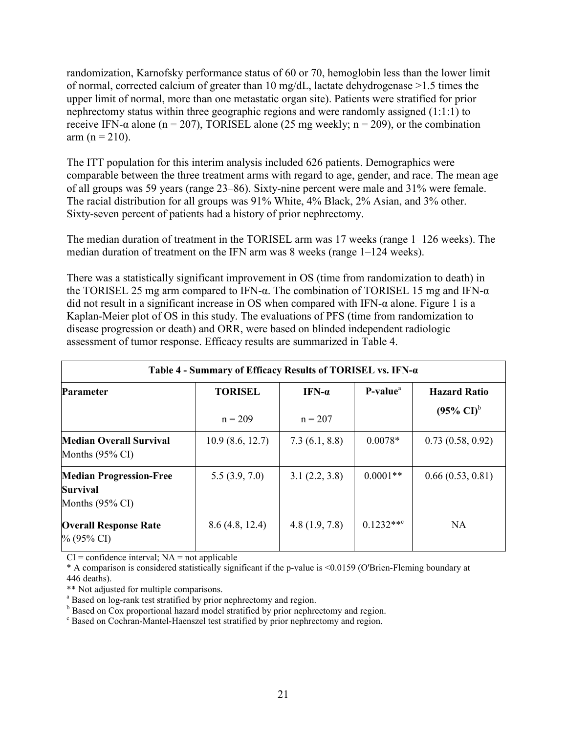randomization, Karnofsky performance status of 60 or 70, hemoglobin less than the lower limit of normal, corrected calcium of greater than 10 mg/dL, lactate dehydrogenase >1.5 times the upper limit of normal, more than one metastatic organ site). Patients were stratified for prior nephrectomy status within three geographic regions and were randomly assigned (1:1:1) to receive IFN-α alone (n = 207), TORISEL alone (25 mg weekly; n = 209), or the combination arm (n = 210).

The ITT population for this interim analysis included 626 patients. Demographics were comparable between the three treatment arms with regard to age, gender, and race. The mean age of all groups was 59 years (range 23–86). Sixty-nine percent were male and 31% were female. The racial distribution for all groups was 91% White, 4% Black, 2% Asian, and 3% other. Sixty-seven percent of patients had a history of prior nephrectomy.

The median duration of treatment in the TORISEL arm was 17 weeks (range 1–126 weeks). The median duration of treatment on the IFN arm was 8 weeks (range 1–124 weeks).

There was a statistically significant improvement in OS (time from randomization to death) in the TORISEL 25 mg arm compared to IFN-α. The combination of TORISEL 15 mg and IFN-α did not result in a significant increase in OS when compared with IFN-α alone. Figure 1 is a Kaplan-Meier plot of OS in this study. The evaluations of PFS (time from randomization to disease progression or death) and ORR, were based on blinded independent radiologic assessment of tumor response. Efficacy results are summarized in Table 4.

**Table 4 - Summary of Efficacy Results of TORISEL vs. IFN-α**

| Parameter | TORISEL n = 209 | IFN-α n = 207 | P-value[a] | Hazard Ratio (95% CI)[b] |
|---|---|---|---|---|
| **Median Overall Survival** Months (95% CI) | 10.9 (8.6, 12.7) | 7.3 (6.1, 8.8) | 0.0078* | 0.73 (0.58, 0.92) |
| **Median Progression-Free Survival** Months (95% CI) | 5.5 (3.9, 7.0) | 3.1 (2.2, 3.8) | 0.0001** | 0.66 (0.53, 0.81) |
| **Overall Response Rate** % (95% CI) | 8.6 (4.8, 12.4) | 4.8 (1.9, 7.8) | 0.1232**[c] | NA |

CI = confidence interval; NA = not applicable

* A comparison is considered statistically significant if the p-value is <0.0159 (O'Brien-Fleming boundary at 446 deaths).

** Not adjusted for multiple comparisons.

[a] Based on log-rank test stratified by prior nephrectomy and region.

[b] Based on Cox proportional hazard model stratified by prior nephrectomy and region.

[c] Based on Cochran-Mantel-Haenszel test stratified by prior nephrectomy and region.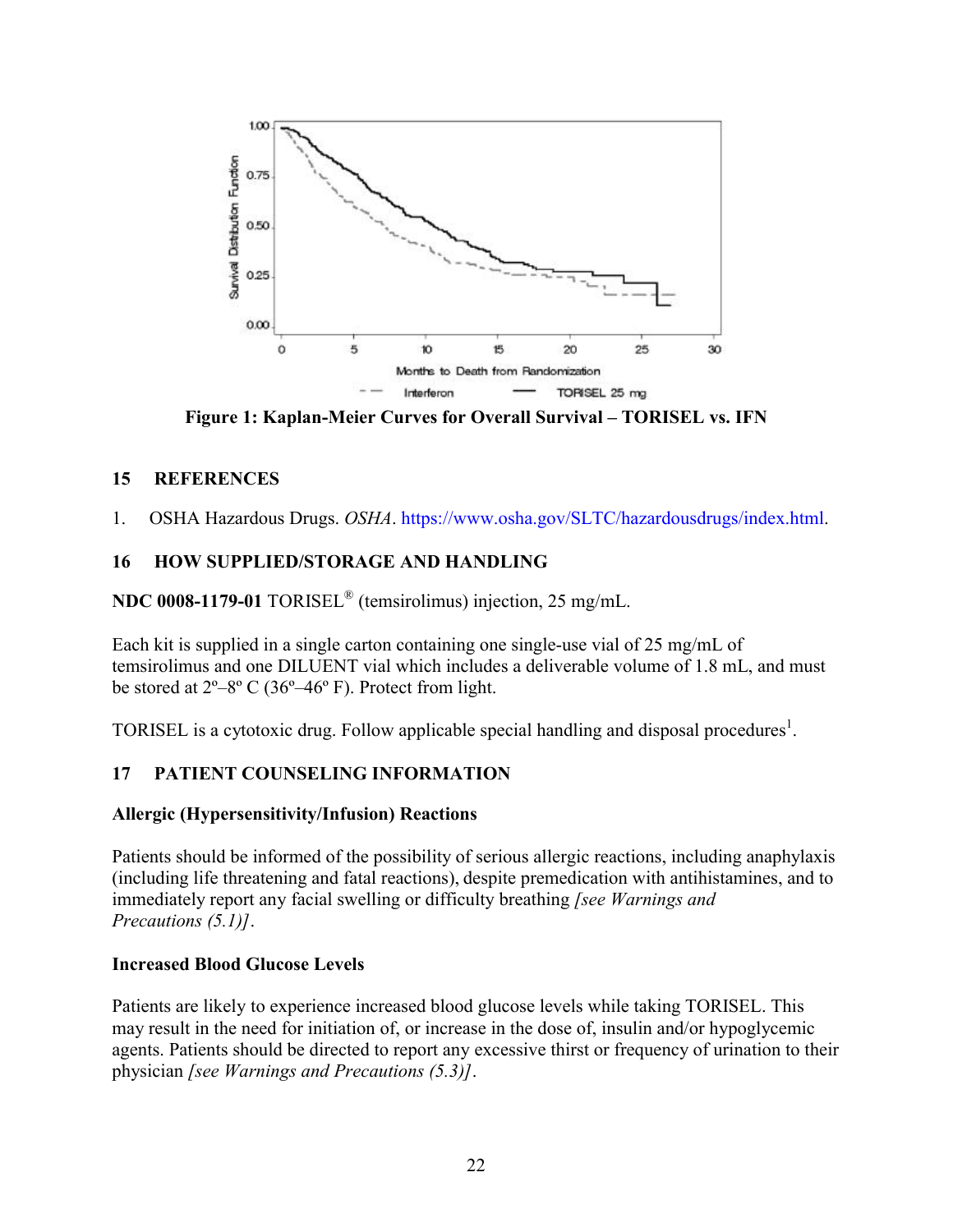**Figure 1: Kaplan-Meier Curves for Overall Survival – TORISEL vs. IFN**

## 15 REFERENCES

1. OSHA Hazardous Drugs. *OSHA*. https://www.osha.gov/SLTC/hazardousdrugs/index.html.

## 16 HOW SUPPLIED/STORAGE AND HANDLING

**NDC 0008-1179-01** TORISEL® (temsirolimus) injection, 25 mg/mL.

Each kit is supplied in a single carton containing one single-use vial of 25 mg/mL of temsirolimus and one DILUENT vial which includes a deliverable volume of 1.8 mL, and must be stored at 2º–8º C (36º–46º F). Protect from light.

TORISEL is a cytotoxic drug. Follow applicable special handling and disposal procedures[1].

## 17 PATIENT COUNSELING INFORMATION

**Allergic (Hypersensitivity/Infusion) Reactions**

Patients should be informed of the possibility of serious allergic reactions, including anaphylaxis (including life threatening and fatal reactions), despite premedication with antihistamines, and to immediately report any facial swelling or difficulty breathing *[see Warnings and Precautions (5.1)]*.

**Increased Blood Glucose Levels**

Patients are likely to experience increased blood glucose levels while taking TORISEL. This may result in the need for initiation of, or increase in the dose of, insulin and/or hypoglycemic agents. Patients should be directed to report any excessive thirst or frequency of urination to their physician *[see Warnings and Precautions (5.3)]*.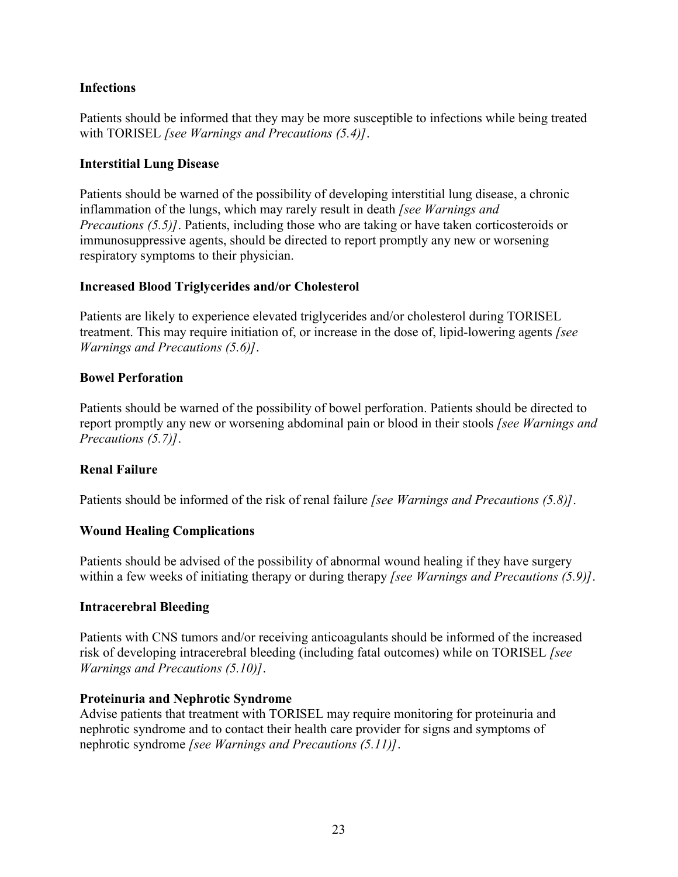**Infections**

Patients should be informed that they may be more susceptible to infections while being treated with TORISEL *[see Warnings and Precautions (5.4)]*.

**Interstitial Lung Disease**

Patients should be warned of the possibility of developing interstitial lung disease, a chronic inflammation of the lungs, which may rarely result in death *[see Warnings and Precautions (5.5)]*. Patients, including those who are taking or have taken corticosteroids or immunosuppressive agents, should be directed to report promptly any new or worsening respiratory symptoms to their physician.

**Increased Blood Triglycerides and/or Cholesterol**

Patients are likely to experience elevated triglycerides and/or cholesterol during TORISEL treatment. This may require initiation of, or increase in the dose of, lipid-lowering agents *[see Warnings and Precautions (5.6)]*.

**Bowel Perforation**

Patients should be warned of the possibility of bowel perforation. Patients should be directed to report promptly any new or worsening abdominal pain or blood in their stools *[see Warnings and Precautions (5.7)]*.

**Renal Failure**

Patients should be informed of the risk of renal failure *[see Warnings and Precautions (5.8)]*.

**Wound Healing Complications**

Patients should be advised of the possibility of abnormal wound healing if they have surgery within a few weeks of initiating therapy or during therapy *[see Warnings and Precautions (5.9)]*.

**Intracerebral Bleeding**

Patients with CNS tumors and/or receiving anticoagulants should be informed of the increased risk of developing intracerebral bleeding (including fatal outcomes) while on TORISEL *[see Warnings and Precautions (5.10)]*.

**Proteinuria and Nephrotic Syndrome**

Advise patients that treatment with TORISEL may require monitoring for proteinuria and nephrotic syndrome and to contact their health care provider for signs and symptoms of nephrotic syndrome *[see Warnings and Precautions (5.11)]*.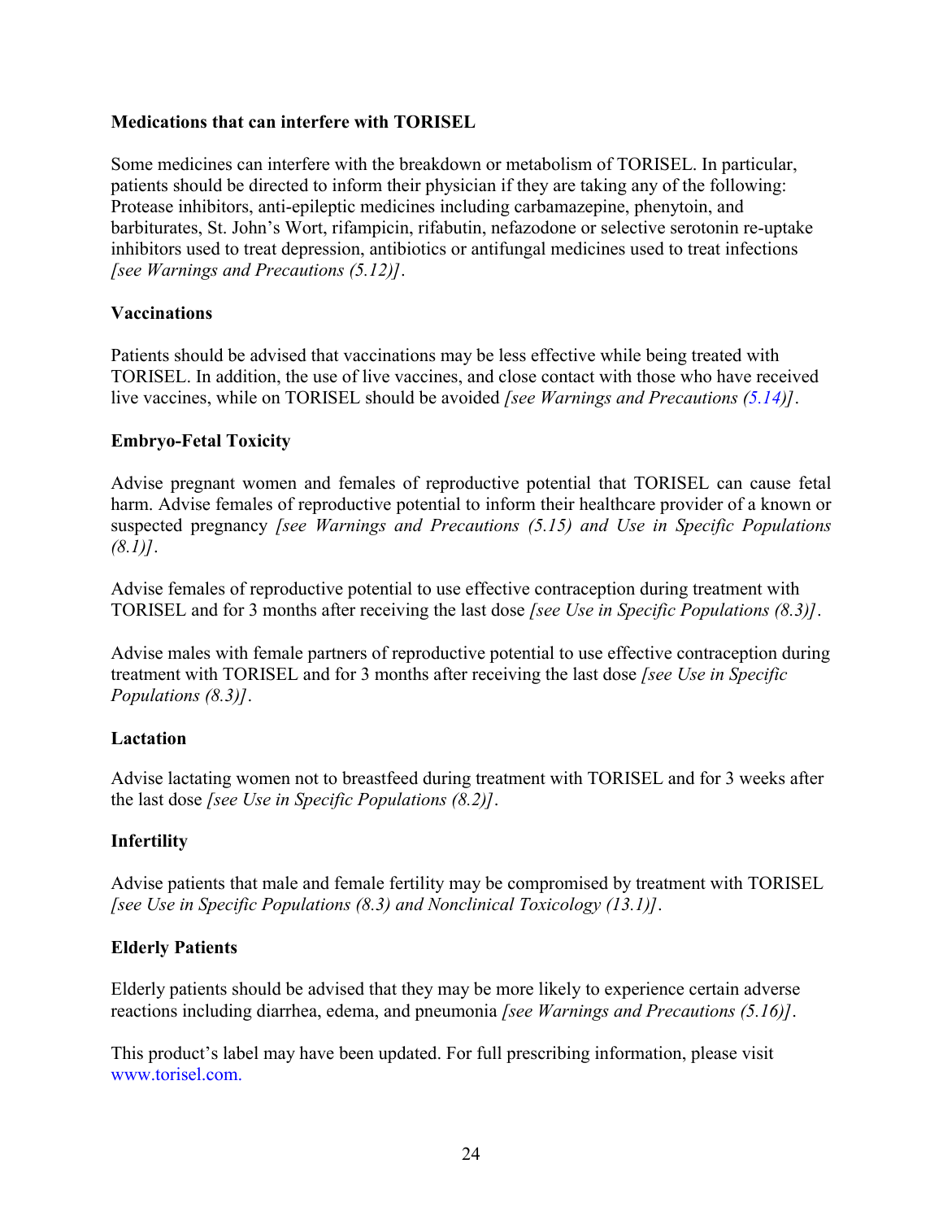**Medications that can interfere with TORISEL**

Some medicines can interfere with the breakdown or metabolism of TORISEL. In particular, patients should be directed to inform their physician if they are taking any of the following: Protease inhibitors, anti-epileptic medicines including carbamazepine, phenytoin, and barbiturates, St. John's Wort, rifampicin, rifabutin, nefazodone or selective serotonin re-uptake inhibitors used to treat depression, antibiotics or antifungal medicines used to treat infections *[see Warnings and Precautions (5.12)]*.

**Vaccinations**

Patients should be advised that vaccinations may be less effective while being treated with TORISEL. In addition, the use of live vaccines, and close contact with those who have received live vaccines, while on TORISEL should be avoided *[see Warnings and Precautions (5.14)]*.

**Embryo-Fetal Toxicity**

Advise pregnant women and females of reproductive potential that TORISEL can cause fetal harm. Advise females of reproductive potential to inform their healthcare provider of a known or suspected pregnancy *[see Warnings and Precautions (5.15) and Use in Specific Populations (8.1)]*.

Advise females of reproductive potential to use effective contraception during treatment with TORISEL and for 3 months after receiving the last dose *[see Use in Specific Populations (8.3)]*.

Advise males with female partners of reproductive potential to use effective contraception during treatment with TORISEL and for 3 months after receiving the last dose *[see Use in Specific Populations (8.3)]*.

**Lactation**

Advise lactating women not to breastfeed during treatment with TORISEL and for 3 weeks after the last dose *[see Use in Specific Populations (8.2)]*.

**Infertility**

Advise patients that male and female fertility may be compromised by treatment with TORISEL *[see Use in Specific Populations (8.3) and Nonclinical Toxicology (13.1)]*.

**Elderly Patients**

Elderly patients should be advised that they may be more likely to experience certain adverse reactions including diarrhea, edema, and pneumonia *[see Warnings and Precautions (5.16)]*.

This product's label may have been updated. For full prescribing information, please visit www.torisel.com.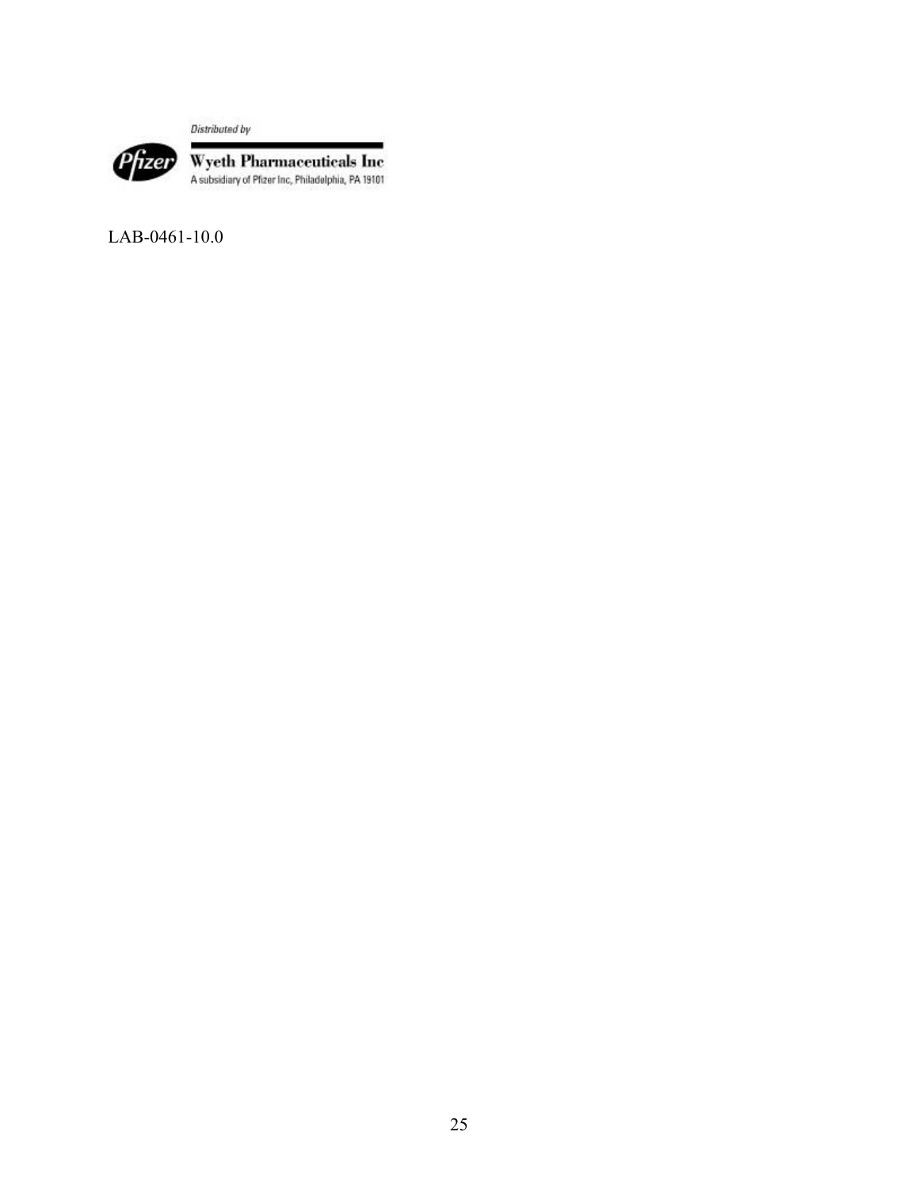Distributed by

Pfizer

**Wyeth Pharmaceuticals Inc**

A subsidiary of Pfizer Inc, Philadelphia, PA 19101

LAB-0461-10.0